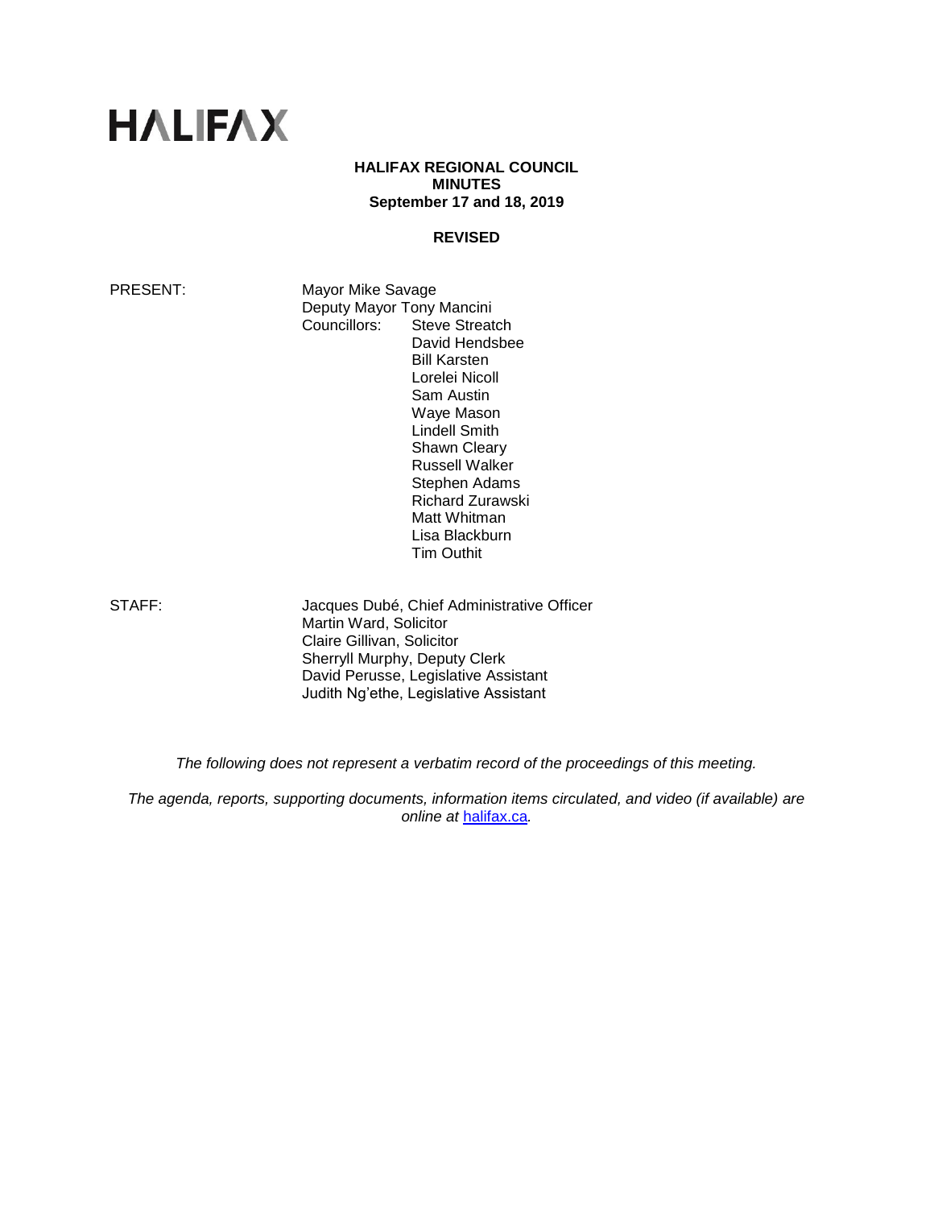# HALIFAX

**HALIFAX REGIONAL COUNCIL**
**MINUTES**
**September 17 and 18, 2019**

**REVISED**

PRESENT: Mayor Mike Savage
Deputy Mayor Tony Mancini
Councillors: Steve Streatch
David Hendsbee
Bill Karsten
Lorelei Nicoll
Sam Austin
Waye Mason
Lindell Smith
Shawn Cleary
Russell Walker
Stephen Adams
Richard Zurawski
Matt Whitman
Lisa Blackburn
Tim Outhit

STAFF: Jacques Dubé, Chief Administrative Officer
Martin Ward, Solicitor
Claire Gillivan, Solicitor
Sherryll Murphy, Deputy Clerk
David Perusse, Legislative Assistant
Judith Ng'ethe, Legislative Assistant

*The following does not represent a verbatim record of the proceedings of this meeting.*

*The agenda, reports, supporting documents, information items circulated, and video (if available) are online at* [halifax.ca](halifax.ca)*.*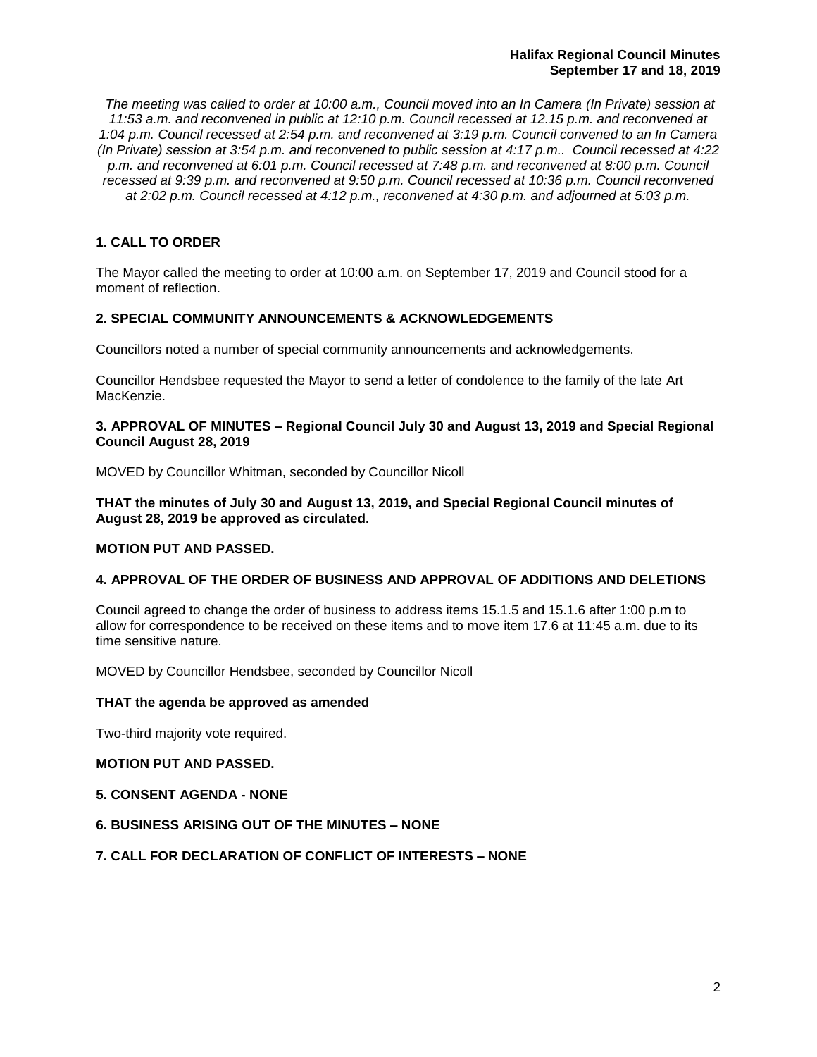*The meeting was called to order at 10:00 a.m., Council moved into an In Camera (In Private) session at 11:53 a.m. and reconvened in public at 12:10 p.m. Council recessed at 12.15 p.m. and reconvened at 1:04 p.m. Council recessed at 2:54 p.m. and reconvened at 3:19 p.m. Council convened to an In Camera (In Private) session at 3:54 p.m. and reconvened to public session at 4:17 p.m.. Council recessed at 4:22 p.m. and reconvened at 6:01 p.m. Council recessed at 7:48 p.m. and reconvened at 8:00 p.m. Council recessed at 9:39 p.m. and reconvened at 9:50 p.m. Council recessed at 10:36 p.m. Council reconvened at 2:02 p.m. Council recessed at 4:12 p.m., reconvened at 4:30 p.m. and adjourned at 5:03 p.m.*

## 1. CALL TO ORDER

The Mayor called the meeting to order at 10:00 a.m. on September 17, 2019 and Council stood for a moment of reflection.

## 2. SPECIAL COMMUNITY ANNOUNCEMENTS & ACKNOWLEDGEMENTS

Councillors noted a number of special community announcements and acknowledgements.

Councillor Hendsbee requested the Mayor to send a letter of condolence to the family of the late Art MacKenzie.

## 3. APPROVAL OF MINUTES – Regional Council July 30 and August 13, 2019 and Special Regional Council August 28, 2019

MOVED by Councillor Whitman, seconded by Councillor Nicoll

**THAT the minutes of July 30 and August 13, 2019, and Special Regional Council minutes of August 28, 2019 be approved as circulated.**

**MOTION PUT AND PASSED.**

## 4. APPROVAL OF THE ORDER OF BUSINESS AND APPROVAL OF ADDITIONS AND DELETIONS

Council agreed to change the order of business to address items 15.1.5 and 15.1.6 after 1:00 p.m to allow for correspondence to be received on these items and to move item 17.6 at 11:45 a.m. due to its time sensitive nature.

MOVED by Councillor Hendsbee, seconded by Councillor Nicoll

**THAT the agenda be approved as amended**

Two-third majority vote required.

**MOTION PUT AND PASSED.**

## 5. CONSENT AGENDA - NONE

## 6. BUSINESS ARISING OUT OF THE MINUTES – NONE

## 7. CALL FOR DECLARATION OF CONFLICT OF INTERESTS – NONE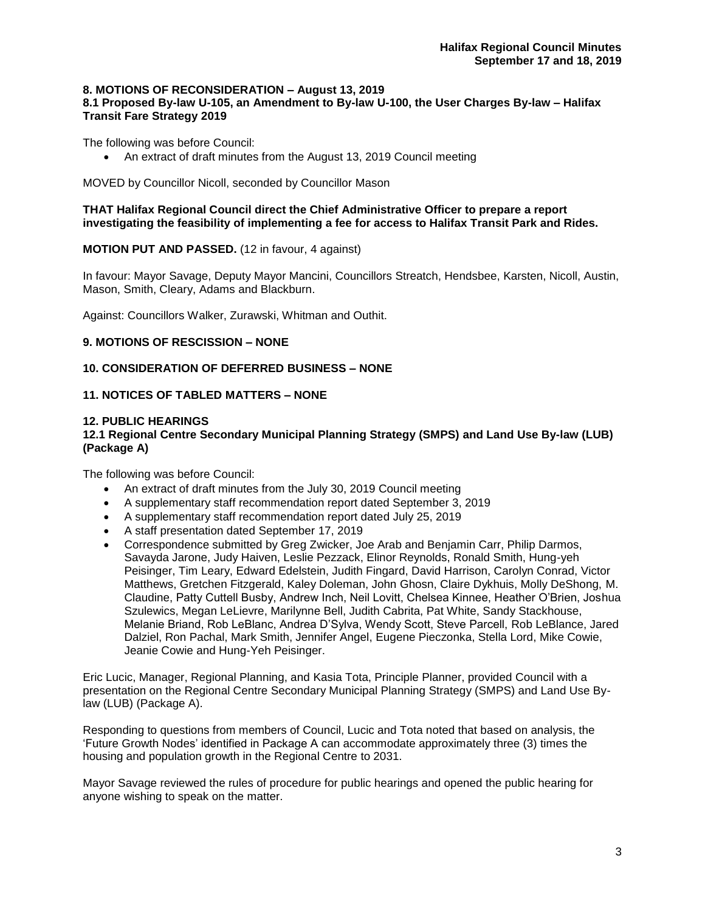## 8. MOTIONS OF RECONSIDERATION – August 13, 2019

### 8.1 Proposed By-law U-105, an Amendment to By-law U-100, the User Charges By-law – Halifax Transit Fare Strategy 2019

The following was before Council:

- An extract of draft minutes from the August 13, 2019 Council meeting

MOVED by Councillor Nicoll, seconded by Councillor Mason

**THAT Halifax Regional Council direct the Chief Administrative Officer to prepare a report investigating the feasibility of implementing a fee for access to Halifax Transit Park and Rides.**

**MOTION PUT AND PASSED.** (12 in favour, 4 against)

In favour: Mayor Savage, Deputy Mayor Mancini, Councillors Streatch, Hendsbee, Karsten, Nicoll, Austin, Mason, Smith, Cleary, Adams and Blackburn.

Against: Councillors Walker, Zurawski, Whitman and Outhit.

## 9. MOTIONS OF RESCISSION – NONE

## 10. CONSIDERATION OF DEFERRED BUSINESS – NONE

## 11. NOTICES OF TABLED MATTERS – NONE

## 12. PUBLIC HEARINGS

### 12.1 Regional Centre Secondary Municipal Planning Strategy (SMPS) and Land Use By-law (LUB) (Package A)

The following was before Council:

- An extract of draft minutes from the July 30, 2019 Council meeting
- A supplementary staff recommendation report dated September 3, 2019
- A supplementary staff recommendation report dated July 25, 2019
- A staff presentation dated September 17, 2019
- Correspondence submitted by Greg Zwicker, Joe Arab and Benjamin Carr, Philip Darmos, Savayda Jarone, Judy Haiven, Leslie Pezzack, Elinor Reynolds, Ronald Smith, Hung-yeh Peisinger, Tim Leary, Edward Edelstein, Judith Fingard, David Harrison, Carolyn Conrad, Victor Matthews, Gretchen Fitzgerald, Kaley Doleman, John Ghosn, Claire Dykhuis, Molly DeShong, M. Claudine, Patty Cuttell Busby, Andrew Inch, Neil Lovitt, Chelsea Kinnee, Heather O'Brien, Joshua Szulewics, Megan LeLievre, Marilynne Bell, Judith Cabrita, Pat White, Sandy Stackhouse, Melanie Briand, Rob LeBlanc, Andrea D'Sylva, Wendy Scott, Steve Parcell, Rob LeBlance, Jared Dalziel, Ron Pachal, Mark Smith, Jennifer Angel, Eugene Pieczonka, Stella Lord, Mike Cowie, Jeanie Cowie and Hung-Yeh Peisinger.

Eric Lucic, Manager, Regional Planning, and Kasia Tota, Principle Planner, provided Council with a presentation on the Regional Centre Secondary Municipal Planning Strategy (SMPS) and Land Use By-law (LUB) (Package A).

Responding to questions from members of Council, Lucic and Tota noted that based on analysis, the 'Future Growth Nodes' identified in Package A can accommodate approximately three (3) times the housing and population growth in the Regional Centre to 2031.

Mayor Savage reviewed the rules of procedure for public hearings and opened the public hearing for anyone wishing to speak on the matter.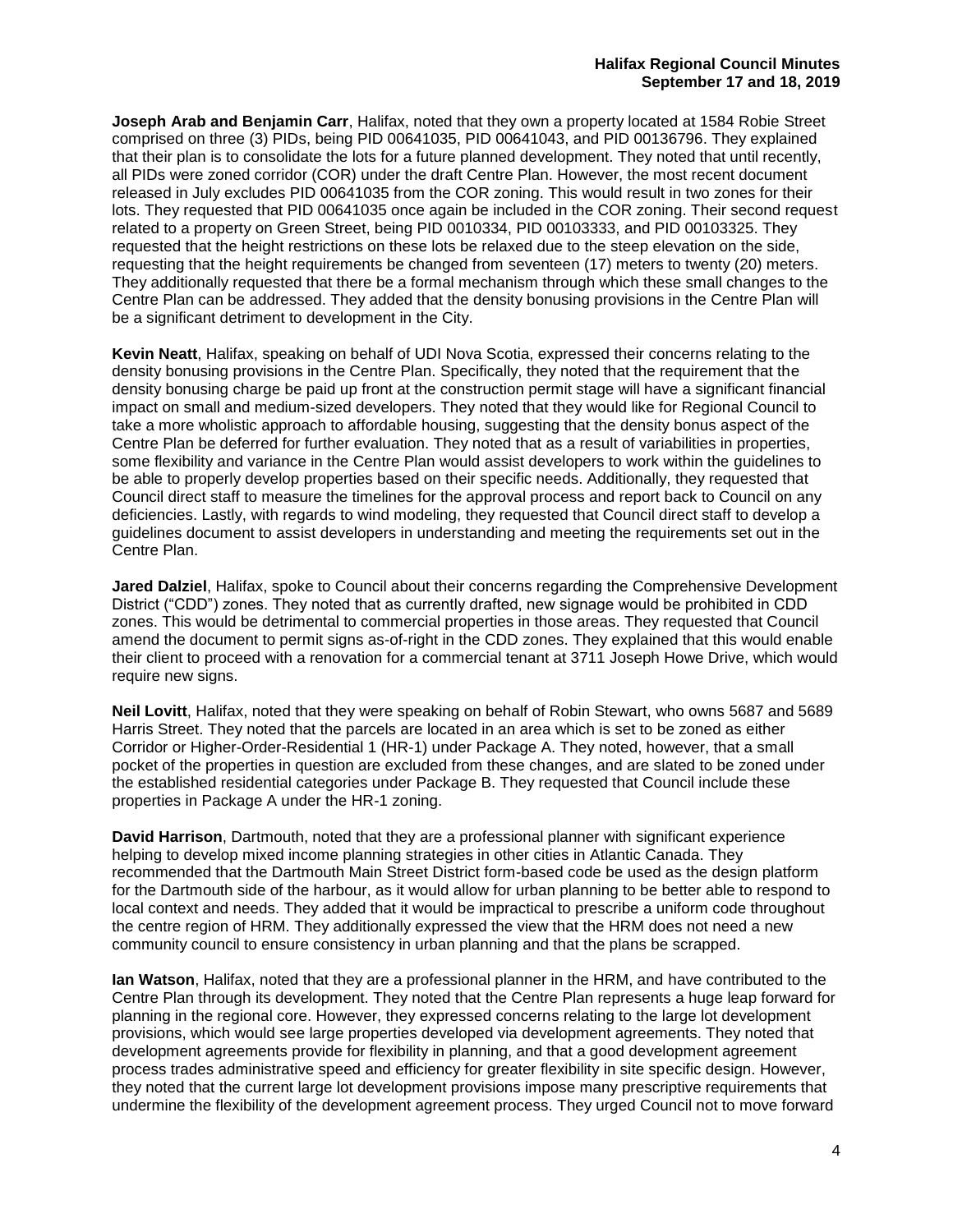**Joseph Arab and Benjamin Carr**, Halifax, noted that they own a property located at 1584 Robie Street comprised on three (3) PIDs, being PID 00641035, PID 00641043, and PID 00136796. They explained that their plan is to consolidate the lots for a future planned development. They noted that until recently, all PIDs were zoned corridor (COR) under the draft Centre Plan. However, the most recent document released in July excludes PID 00641035 from the COR zoning. This would result in two zones for their lots. They requested that PID 00641035 once again be included in the COR zoning. Their second request related to a property on Green Street, being PID 0010334, PID 00103333, and PID 00103325. They requested that the height restrictions on these lots be relaxed due to the steep elevation on the side, requesting that the height requirements be changed from seventeen (17) meters to twenty (20) meters. They additionally requested that there be a formal mechanism through which these small changes to the Centre Plan can be addressed. They added that the density bonusing provisions in the Centre Plan will be a significant detriment to development in the City.

**Kevin Neatt**, Halifax, speaking on behalf of UDI Nova Scotia, expressed their concerns relating to the density bonusing provisions in the Centre Plan. Specifically, they noted that the requirement that the density bonusing charge be paid up front at the construction permit stage will have a significant financial impact on small and medium-sized developers. They noted that they would like for Regional Council to take a more wholistic approach to affordable housing, suggesting that the density bonus aspect of the Centre Plan be deferred for further evaluation. They noted that as a result of variabilities in properties, some flexibility and variance in the Centre Plan would assist developers to work within the guidelines to be able to properly develop properties based on their specific needs. Additionally, they requested that Council direct staff to measure the timelines for the approval process and report back to Council on any deficiencies. Lastly, with regards to wind modeling, they requested that Council direct staff to develop a guidelines document to assist developers in understanding and meeting the requirements set out in the Centre Plan.

**Jared Dalziel**, Halifax, spoke to Council about their concerns regarding the Comprehensive Development District ("CDD") zones. They noted that as currently drafted, new signage would be prohibited in CDD zones. This would be detrimental to commercial properties in those areas. They requested that Council amend the document to permit signs as-of-right in the CDD zones. They explained that this would enable their client to proceed with a renovation for a commercial tenant at 3711 Joseph Howe Drive, which would require new signs.

**Neil Lovitt**, Halifax, noted that they were speaking on behalf of Robin Stewart, who owns 5687 and 5689 Harris Street. They noted that the parcels are located in an area which is set to be zoned as either Corridor or Higher-Order-Residential 1 (HR-1) under Package A. They noted, however, that a small pocket of the properties in question are excluded from these changes, and are slated to be zoned under the established residential categories under Package B. They requested that Council include these properties in Package A under the HR-1 zoning.

**David Harrison**, Dartmouth, noted that they are a professional planner with significant experience helping to develop mixed income planning strategies in other cities in Atlantic Canada. They recommended that the Dartmouth Main Street District form-based code be used as the design platform for the Dartmouth side of the harbour, as it would allow for urban planning to be better able to respond to local context and needs. They added that it would be impractical to prescribe a uniform code throughout the centre region of HRM. They additionally expressed the view that the HRM does not need a new community council to ensure consistency in urban planning and that the plans be scrapped.

**Ian Watson**, Halifax, noted that they are a professional planner in the HRM, and have contributed to the Centre Plan through its development. They noted that the Centre Plan represents a huge leap forward for planning in the regional core. However, they expressed concerns relating to the large lot development provisions, which would see large properties developed via development agreements. They noted that development agreements provide for flexibility in planning, and that a good development agreement process trades administrative speed and efficiency for greater flexibility in site specific design. However, they noted that the current large lot development provisions impose many prescriptive requirements that undermine the flexibility of the development agreement process. They urged Council not to move forward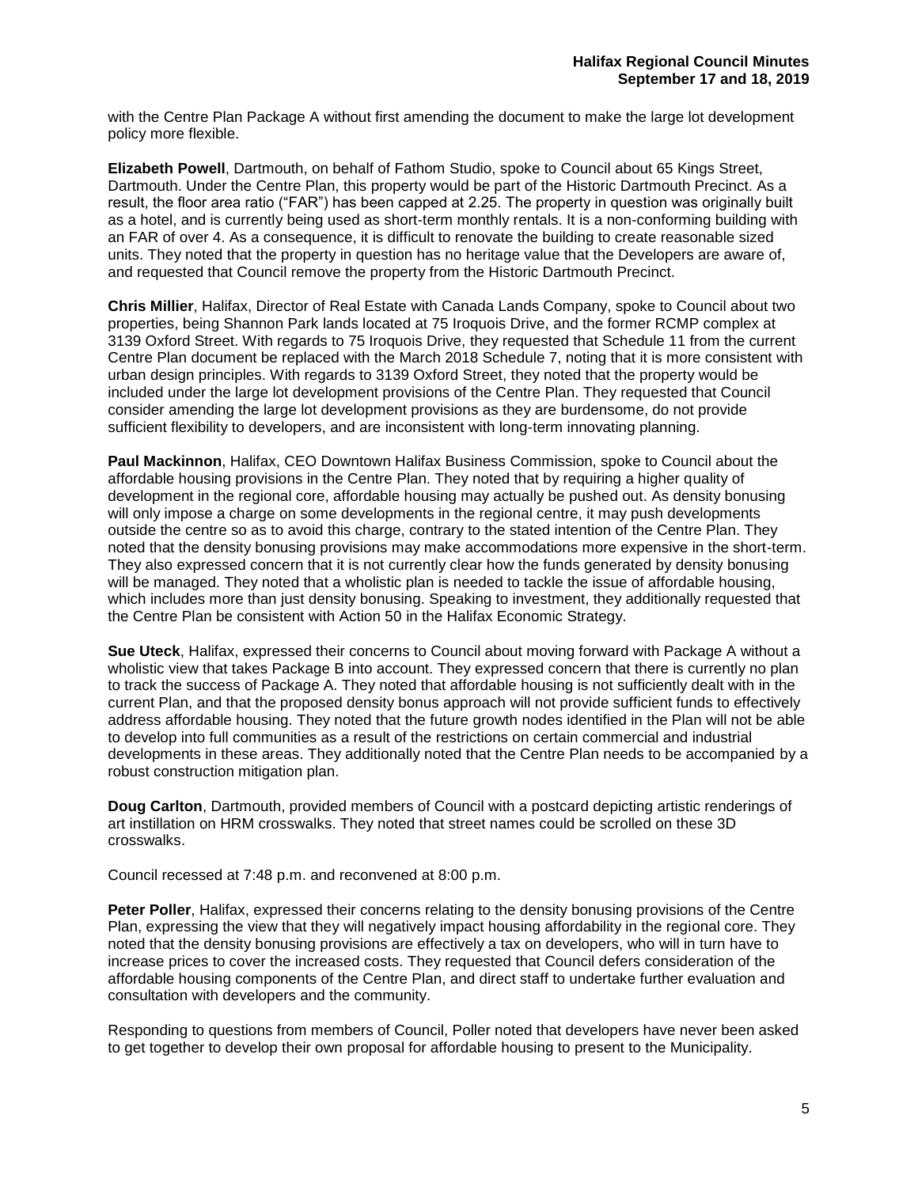with the Centre Plan Package A without first amending the document to make the large lot development policy more flexible.

**Elizabeth Powell**, Dartmouth, on behalf of Fathom Studio, spoke to Council about 65 Kings Street, Dartmouth. Under the Centre Plan, this property would be part of the Historic Dartmouth Precinct. As a result, the floor area ratio ("FAR") has been capped at 2.25. The property in question was originally built as a hotel, and is currently being used as short-term monthly rentals. It is a non-conforming building with an FAR of over 4. As a consequence, it is difficult to renovate the building to create reasonable sized units. They noted that the property in question has no heritage value that the Developers are aware of, and requested that Council remove the property from the Historic Dartmouth Precinct.

**Chris Millier**, Halifax, Director of Real Estate with Canada Lands Company, spoke to Council about two properties, being Shannon Park lands located at 75 Iroquois Drive, and the former RCMP complex at 3139 Oxford Street. With regards to 75 Iroquois Drive, they requested that Schedule 11 from the current Centre Plan document be replaced with the March 2018 Schedule 7, noting that it is more consistent with urban design principles. With regards to 3139 Oxford Street, they noted that the property would be included under the large lot development provisions of the Centre Plan. They requested that Council consider amending the large lot development provisions as they are burdensome, do not provide sufficient flexibility to developers, and are inconsistent with long-term innovating planning.

**Paul Mackinnon**, Halifax, CEO Downtown Halifax Business Commission, spoke to Council about the affordable housing provisions in the Centre Plan. They noted that by requiring a higher quality of development in the regional core, affordable housing may actually be pushed out. As density bonusing will only impose a charge on some developments in the regional centre, it may push developments outside the centre so as to avoid this charge, contrary to the stated intention of the Centre Plan. They noted that the density bonusing provisions may make accommodations more expensive in the short-term. They also expressed concern that it is not currently clear how the funds generated by density bonusing will be managed. They noted that a wholistic plan is needed to tackle the issue of affordable housing, which includes more than just density bonusing. Speaking to investment, they additionally requested that the Centre Plan be consistent with Action 50 in the Halifax Economic Strategy.

**Sue Uteck**, Halifax, expressed their concerns to Council about moving forward with Package A without a wholistic view that takes Package B into account. They expressed concern that there is currently no plan to track the success of Package A. They noted that affordable housing is not sufficiently dealt with in the current Plan, and that the proposed density bonus approach will not provide sufficient funds to effectively address affordable housing. They noted that the future growth nodes identified in the Plan will not be able to develop into full communities as a result of the restrictions on certain commercial and industrial developments in these areas. They additionally noted that the Centre Plan needs to be accompanied by a robust construction mitigation plan.

**Doug Carlton**, Dartmouth, provided members of Council with a postcard depicting artistic renderings of art instillation on HRM crosswalks. They noted that street names could be scrolled on these 3D crosswalks.

Council recessed at 7:48 p.m. and reconvened at 8:00 p.m.

**Peter Poller**, Halifax, expressed their concerns relating to the density bonusing provisions of the Centre Plan, expressing the view that they will negatively impact housing affordability in the regional core. They noted that the density bonusing provisions are effectively a tax on developers, who will in turn have to increase prices to cover the increased costs. They requested that Council defers consideration of the affordable housing components of the Centre Plan, and direct staff to undertake further evaluation and consultation with developers and the community.

Responding to questions from members of Council, Poller noted that developers have never been asked to get together to develop their own proposal for affordable housing to present to the Municipality.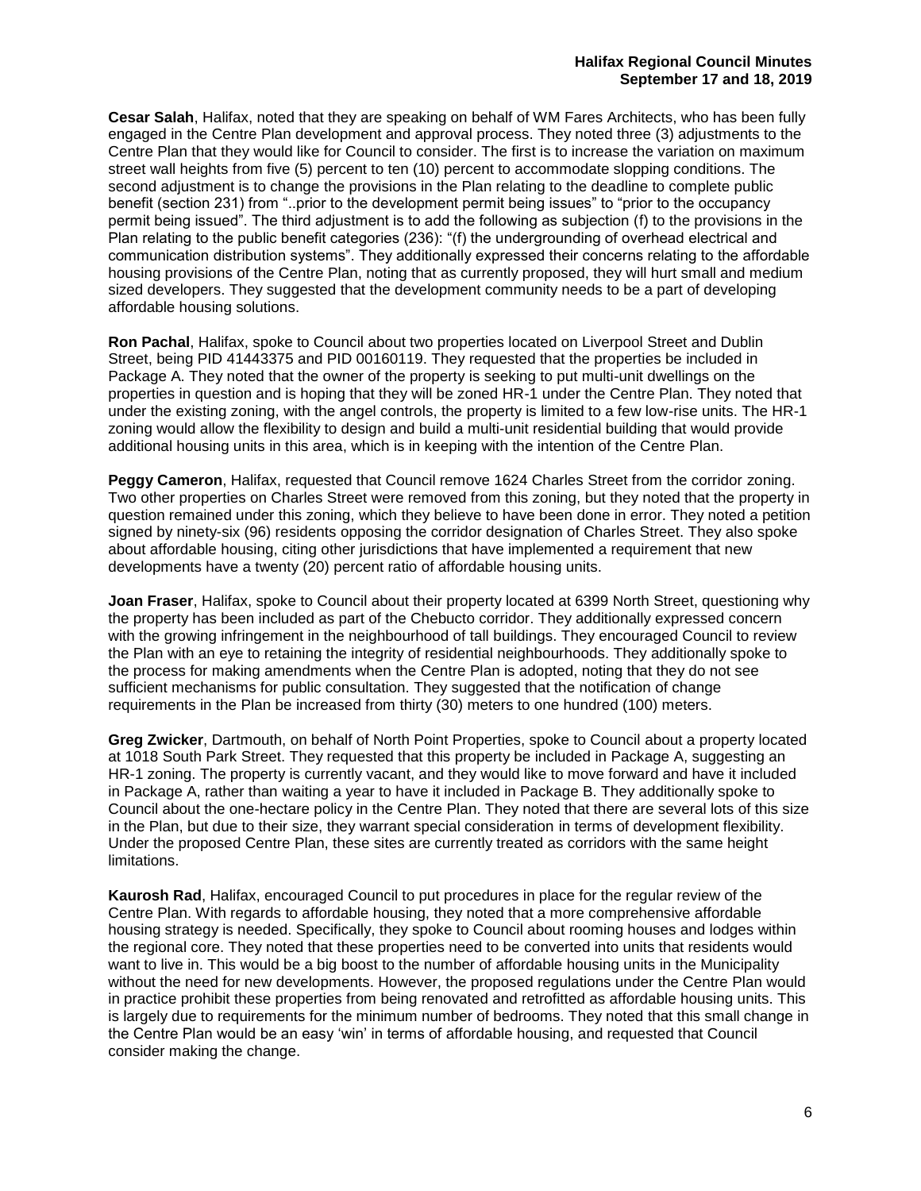**Cesar Salah**, Halifax, noted that they are speaking on behalf of WM Fares Architects, who has been fully engaged in the Centre Plan development and approval process. They noted three (3) adjustments to the Centre Plan that they would like for Council to consider. The first is to increase the variation on maximum street wall heights from five (5) percent to ten (10) percent to accommodate slopping conditions. The second adjustment is to change the provisions in the Plan relating to the deadline to complete public benefit (section 231) from "..prior to the development permit being issues" to "prior to the occupancy permit being issued". The third adjustment is to add the following as subjection (f) to the provisions in the Plan relating to the public benefit categories (236): "(f) the undergrounding of overhead electrical and communication distribution systems". They additionally expressed their concerns relating to the affordable housing provisions of the Centre Plan, noting that as currently proposed, they will hurt small and medium sized developers. They suggested that the development community needs to be a part of developing affordable housing solutions.

**Ron Pachal**, Halifax, spoke to Council about two properties located on Liverpool Street and Dublin Street, being PID 41443375 and PID 00160119. They requested that the properties be included in Package A. They noted that the owner of the property is seeking to put multi-unit dwellings on the properties in question and is hoping that they will be zoned HR-1 under the Centre Plan. They noted that under the existing zoning, with the angel controls, the property is limited to a few low-rise units. The HR-1 zoning would allow the flexibility to design and build a multi-unit residential building that would provide additional housing units in this area, which is in keeping with the intention of the Centre Plan.

**Peggy Cameron**, Halifax, requested that Council remove 1624 Charles Street from the corridor zoning. Two other properties on Charles Street were removed from this zoning, but they noted that the property in question remained under this zoning, which they believe to have been done in error. They noted a petition signed by ninety-six (96) residents opposing the corridor designation of Charles Street. They also spoke about affordable housing, citing other jurisdictions that have implemented a requirement that new developments have a twenty (20) percent ratio of affordable housing units.

**Joan Fraser**, Halifax, spoke to Council about their property located at 6399 North Street, questioning why the property has been included as part of the Chebucto corridor. They additionally expressed concern with the growing infringement in the neighbourhood of tall buildings. They encouraged Council to review the Plan with an eye to retaining the integrity of residential neighbourhoods. They additionally spoke to the process for making amendments when the Centre Plan is adopted, noting that they do not see sufficient mechanisms for public consultation. They suggested that the notification of change requirements in the Plan be increased from thirty (30) meters to one hundred (100) meters.

**Greg Zwicker**, Dartmouth, on behalf of North Point Properties, spoke to Council about a property located at 1018 South Park Street. They requested that this property be included in Package A, suggesting an HR-1 zoning. The property is currently vacant, and they would like to move forward and have it included in Package A, rather than waiting a year to have it included in Package B. They additionally spoke to Council about the one-hectare policy in the Centre Plan. They noted that there are several lots of this size in the Plan, but due to their size, they warrant special consideration in terms of development flexibility. Under the proposed Centre Plan, these sites are currently treated as corridors with the same height limitations.

**Kaurosh Rad**, Halifax, encouraged Council to put procedures in place for the regular review of the Centre Plan. With regards to affordable housing, they noted that a more comprehensive affordable housing strategy is needed. Specifically, they spoke to Council about rooming houses and lodges within the regional core. They noted that these properties need to be converted into units that residents would want to live in. This would be a big boost to the number of affordable housing units in the Municipality without the need for new developments. However, the proposed regulations under the Centre Plan would in practice prohibit these properties from being renovated and retrofitted as affordable housing units. This is largely due to requirements for the minimum number of bedrooms. They noted that this small change in the Centre Plan would be an easy 'win' in terms of affordable housing, and requested that Council consider making the change.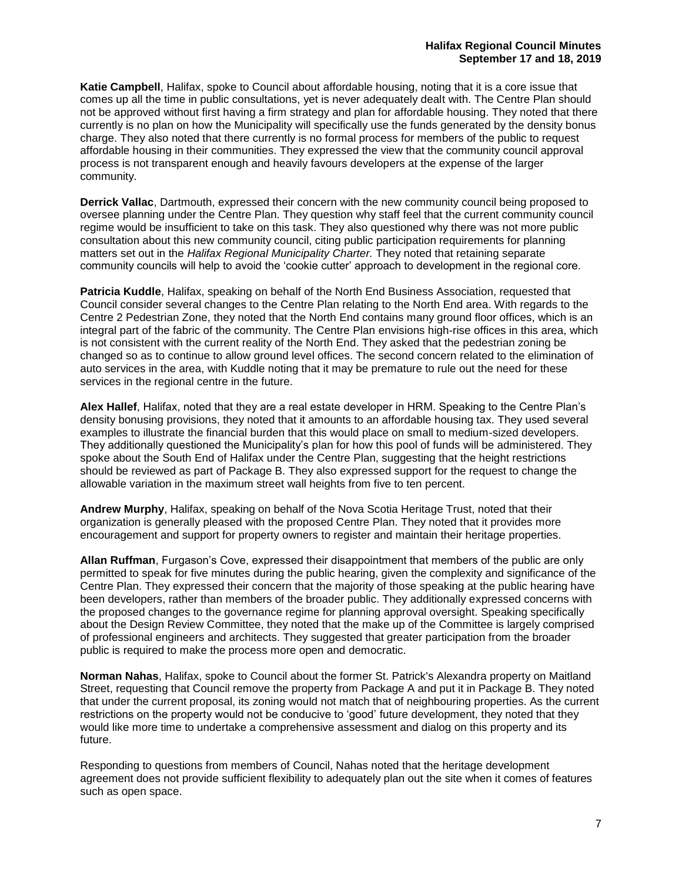**Katie Campbell**, Halifax, spoke to Council about affordable housing, noting that it is a core issue that comes up all the time in public consultations, yet is never adequately dealt with. The Centre Plan should not be approved without first having a firm strategy and plan for affordable housing. They noted that there currently is no plan on how the Municipality will specifically use the funds generated by the density bonus charge. They also noted that there currently is no formal process for members of the public to request affordable housing in their communities. They expressed the view that the community council approval process is not transparent enough and heavily favours developers at the expense of the larger community.

**Derrick Vallac**, Dartmouth, expressed their concern with the new community council being proposed to oversee planning under the Centre Plan. They question why staff feel that the current community council regime would be insufficient to take on this task. They also questioned why there was not more public consultation about this new community council, citing public participation requirements for planning matters set out in the *Halifax Regional Municipality Charter.* They noted that retaining separate community councils will help to avoid the 'cookie cutter' approach to development in the regional core.

**Patricia Kuddle**, Halifax, speaking on behalf of the North End Business Association, requested that Council consider several changes to the Centre Plan relating to the North End area. With regards to the Centre 2 Pedestrian Zone, they noted that the North End contains many ground floor offices, which is an integral part of the fabric of the community. The Centre Plan envisions high-rise offices in this area, which is not consistent with the current reality of the North End. They asked that the pedestrian zoning be changed so as to continue to allow ground level offices. The second concern related to the elimination of auto services in the area, with Kuddle noting that it may be premature to rule out the need for these services in the regional centre in the future.

**Alex Hallef**, Halifax, noted that they are a real estate developer in HRM. Speaking to the Centre Plan's density bonusing provisions, they noted that it amounts to an affordable housing tax. They used several examples to illustrate the financial burden that this would place on small to medium-sized developers. They additionally questioned the Municipality's plan for how this pool of funds will be administered. They spoke about the South End of Halifax under the Centre Plan, suggesting that the height restrictions should be reviewed as part of Package B. They also expressed support for the request to change the allowable variation in the maximum street wall heights from five to ten percent.

**Andrew Murphy**, Halifax, speaking on behalf of the Nova Scotia Heritage Trust, noted that their organization is generally pleased with the proposed Centre Plan. They noted that it provides more encouragement and support for property owners to register and maintain their heritage properties.

**Allan Ruffman**, Furgason's Cove, expressed their disappointment that members of the public are only permitted to speak for five minutes during the public hearing, given the complexity and significance of the Centre Plan. They expressed their concern that the majority of those speaking at the public hearing have been developers, rather than members of the broader public. They additionally expressed concerns with the proposed changes to the governance regime for planning approval oversight. Speaking specifically about the Design Review Committee, they noted that the make up of the Committee is largely comprised of professional engineers and architects. They suggested that greater participation from the broader public is required to make the process more open and democratic.

**Norman Nahas**, Halifax, spoke to Council about the former St. Patrick's Alexandra property on Maitland Street, requesting that Council remove the property from Package A and put it in Package B. They noted that under the current proposal, its zoning would not match that of neighbouring properties. As the current restrictions on the property would not be conducive to 'good' future development, they noted that they would like more time to undertake a comprehensive assessment and dialog on this property and its future.

Responding to questions from members of Council, Nahas noted that the heritage development agreement does not provide sufficient flexibility to adequately plan out the site when it comes of features such as open space.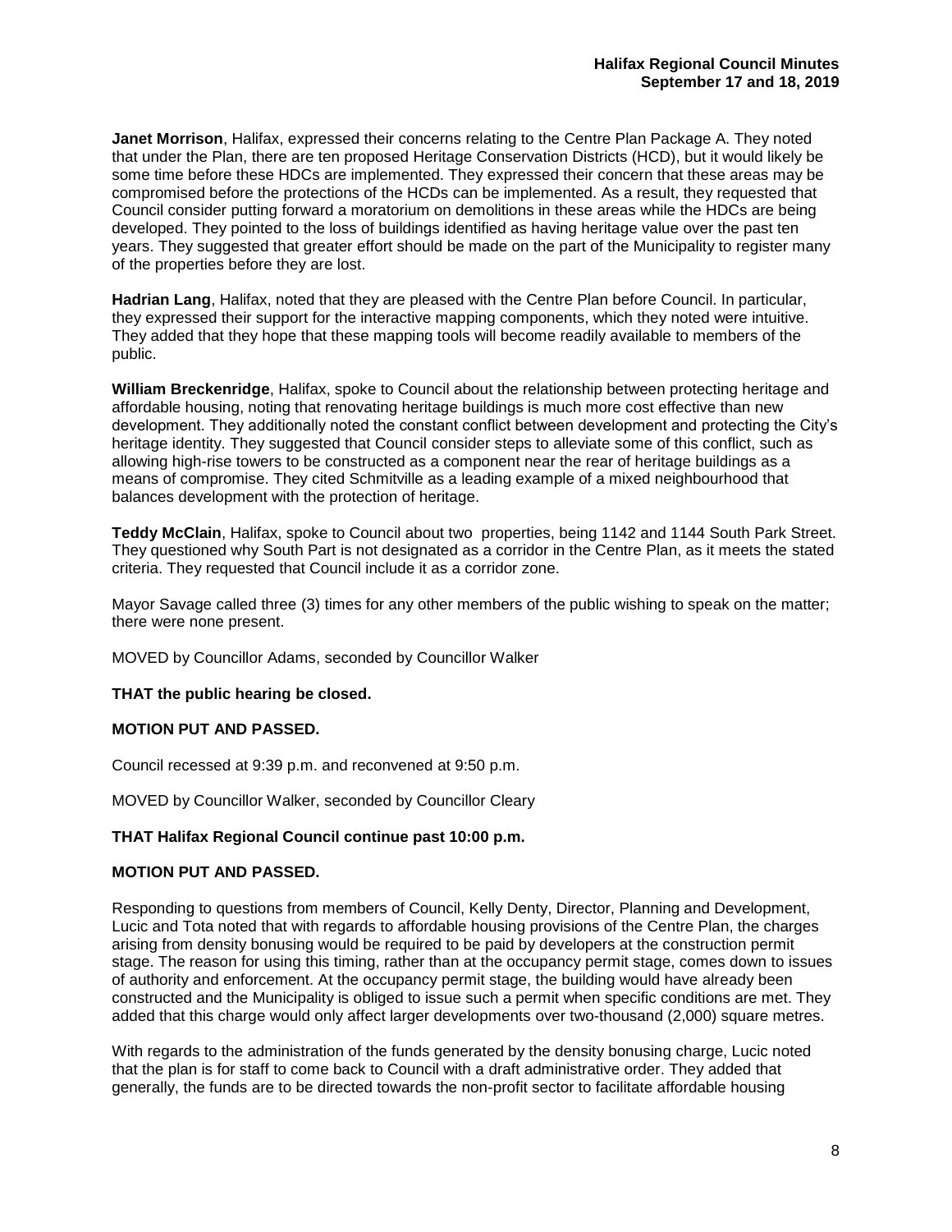**Janet Morrison**, Halifax, expressed their concerns relating to the Centre Plan Package A. They noted that under the Plan, there are ten proposed Heritage Conservation Districts (HCD), but it would likely be some time before these HDCs are implemented. They expressed their concern that these areas may be compromised before the protections of the HCDs can be implemented. As a result, they requested that Council consider putting forward a moratorium on demolitions in these areas while the HDCs are being developed. They pointed to the loss of buildings identified as having heritage value over the past ten years. They suggested that greater effort should be made on the part of the Municipality to register many of the properties before they are lost.

**Hadrian Lang**, Halifax, noted that they are pleased with the Centre Plan before Council. In particular, they expressed their support for the interactive mapping components, which they noted were intuitive. They added that they hope that these mapping tools will become readily available to members of the public.

**William Breckenridge**, Halifax, spoke to Council about the relationship between protecting heritage and affordable housing, noting that renovating heritage buildings is much more cost effective than new development. They additionally noted the constant conflict between development and protecting the City's heritage identity. They suggested that Council consider steps to alleviate some of this conflict, such as allowing high-rise towers to be constructed as a component near the rear of heritage buildings as a means of compromise. They cited Schmitville as a leading example of a mixed neighbourhood that balances development with the protection of heritage.

**Teddy McClain**, Halifax, spoke to Council about two properties, being 1142 and 1144 South Park Street. They questioned why South Part is not designated as a corridor in the Centre Plan, as it meets the stated criteria. They requested that Council include it as a corridor zone.

Mayor Savage called three (3) times for any other members of the public wishing to speak on the matter; there were none present.

MOVED by Councillor Adams, seconded by Councillor Walker

**THAT the public hearing be closed.**

**MOTION PUT AND PASSED.**

Council recessed at 9:39 p.m. and reconvened at 9:50 p.m.

MOVED by Councillor Walker, seconded by Councillor Cleary

**THAT Halifax Regional Council continue past 10:00 p.m.**

**MOTION PUT AND PASSED.**

Responding to questions from members of Council, Kelly Denty, Director, Planning and Development, Lucic and Tota noted that with regards to affordable housing provisions of the Centre Plan, the charges arising from density bonusing would be required to be paid by developers at the construction permit stage. The reason for using this timing, rather than at the occupancy permit stage, comes down to issues of authority and enforcement. At the occupancy permit stage, the building would have already been constructed and the Municipality is obliged to issue such a permit when specific conditions are met. They added that this charge would only affect larger developments over two-thousand (2,000) square metres.

With regards to the administration of the funds generated by the density bonusing charge, Lucic noted that the plan is for staff to come back to Council with a draft administrative order. They added that generally, the funds are to be directed towards the non-profit sector to facilitate affordable housing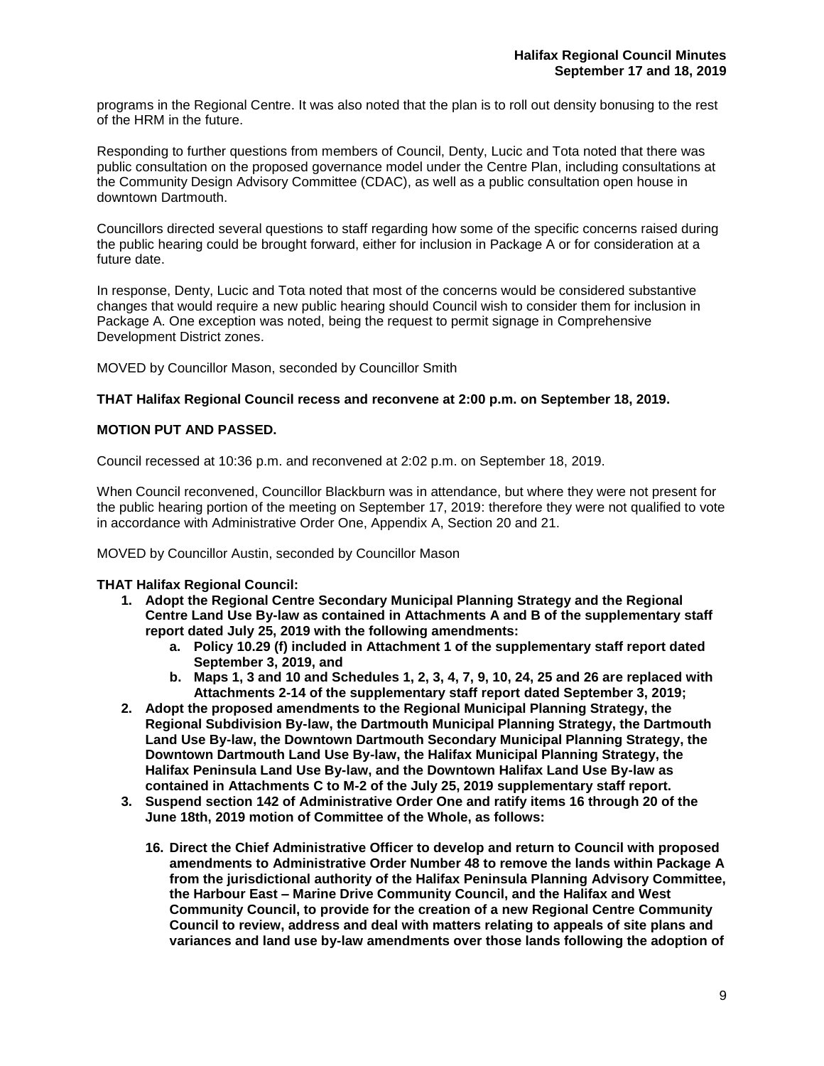programs in the Regional Centre. It was also noted that the plan is to roll out density bonusing to the rest of the HRM in the future.

Responding to further questions from members of Council, Denty, Lucic and Tota noted that there was public consultation on the proposed governance model under the Centre Plan, including consultations at the Community Design Advisory Committee (CDAC), as well as a public consultation open house in downtown Dartmouth.

Councillors directed several questions to staff regarding how some of the specific concerns raised during the public hearing could be brought forward, either for inclusion in Package A or for consideration at a future date.

In response, Denty, Lucic and Tota noted that most of the concerns would be considered substantive changes that would require a new public hearing should Council wish to consider them for inclusion in Package A. One exception was noted, being the request to permit signage in Comprehensive Development District zones.

MOVED by Councillor Mason, seconded by Councillor Smith

**THAT Halifax Regional Council recess and reconvene at 2:00 p.m. on September 18, 2019.**

**MOTION PUT AND PASSED.**

Council recessed at 10:36 p.m. and reconvened at 2:02 p.m. on September 18, 2019.

When Council reconvened, Councillor Blackburn was in attendance, but where they were not present for the public hearing portion of the meeting on September 17, 2019: therefore they were not qualified to vote in accordance with Administrative Order One, Appendix A, Section 20 and 21.

MOVED by Councillor Austin, seconded by Councillor Mason

**THAT Halifax Regional Council:**

1. **Adopt the Regional Centre Secondary Municipal Planning Strategy and the Regional Centre Land Use By-law as contained in Attachments A and B of the supplementary staff report dated July 25, 2019 with the following amendments:**
    a. **Policy 10.29 (f) included in Attachment 1 of the supplementary staff report dated September 3, 2019, and**
    b. **Maps 1, 3 and 10 and Schedules 1, 2, 3, 4, 7, 9, 10, 24, 25 and 26 are replaced with Attachments 2-14 of the supplementary staff report dated September 3, 2019;**
2. **Adopt the proposed amendments to the Regional Municipal Planning Strategy, the Regional Subdivision By-law, the Dartmouth Municipal Planning Strategy, the Dartmouth Land Use By-law, the Downtown Dartmouth Secondary Municipal Planning Strategy, the Downtown Dartmouth Land Use By-law, the Halifax Municipal Planning Strategy, the Halifax Peninsula Land Use By-law, and the Downtown Halifax Land Use By-law as contained in Attachments C to M-2 of the July 25, 2019 supplementary staff report.**
3. **Suspend section 142 of Administrative Order One and ratify items 16 through 20 of the June 18th, 2019 motion of Committee of the Whole, as follows:**

    16. **Direct the Chief Administrative Officer to develop and return to Council with proposed amendments to Administrative Order Number 48 to remove the lands within Package A from the jurisdictional authority of the Halifax Peninsula Planning Advisory Committee, the Harbour East – Marine Drive Community Council, and the Halifax and West Community Council, to provide for the creation of a new Regional Centre Community Council to review, address and deal with matters relating to appeals of site plans and variances and land use by-law amendments over those lands following the adoption of**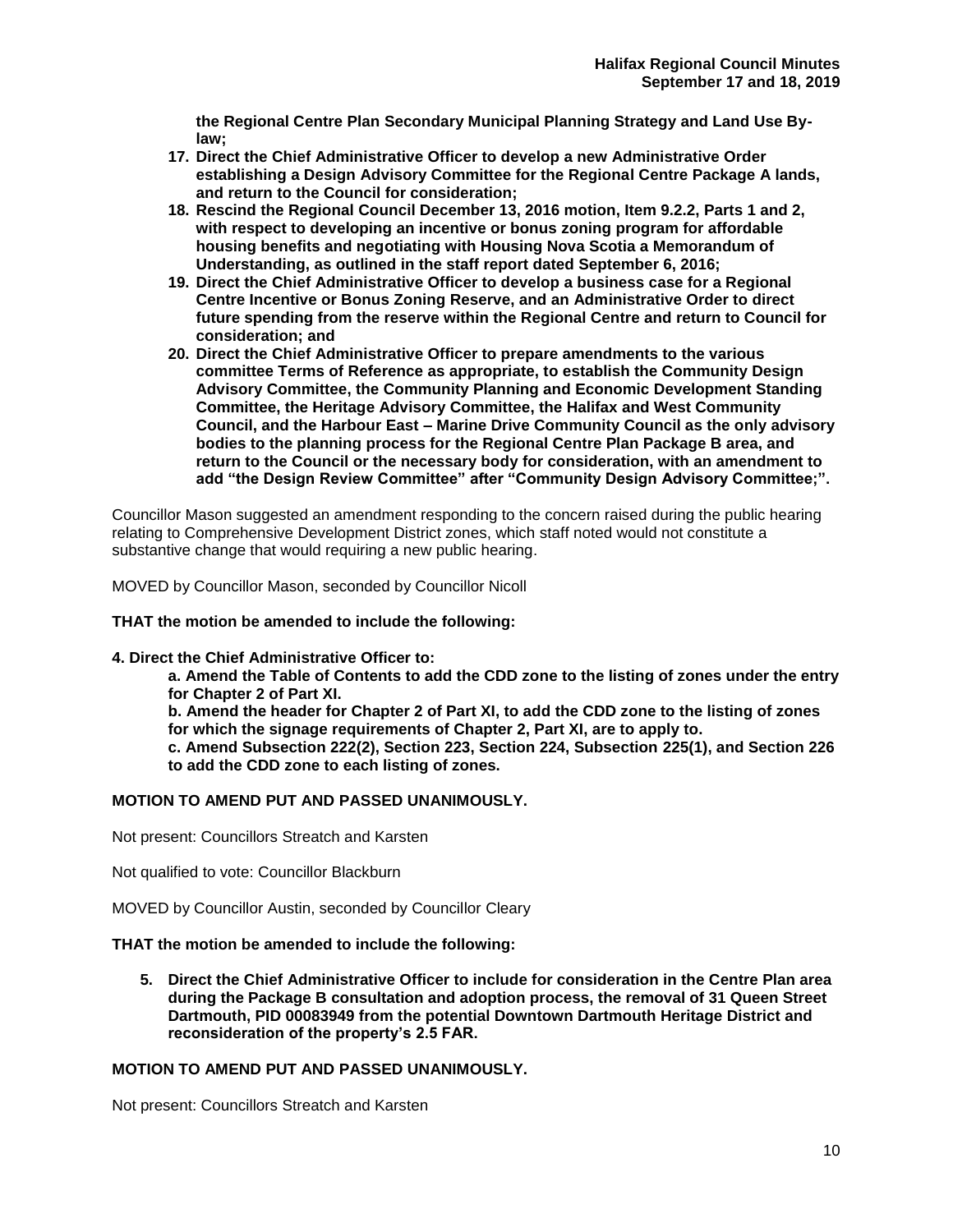**the Regional Centre Plan Secondary Municipal Planning Strategy and Land Use By-law;**

17. **Direct the Chief Administrative Officer to develop a new Administrative Order establishing a Design Advisory Committee for the Regional Centre Package A lands, and return to the Council for consideration;**
18. **Rescind the Regional Council December 13, 2016 motion, Item 9.2.2, Parts 1 and 2, with respect to developing an incentive or bonus zoning program for affordable housing benefits and negotiating with Housing Nova Scotia a Memorandum of Understanding, as outlined in the staff report dated September 6, 2016;**
19. **Direct the Chief Administrative Officer to develop a business case for a Regional Centre Incentive or Bonus Zoning Reserve, and an Administrative Order to direct future spending from the reserve within the Regional Centre and return to Council for consideration; and**
20. **Direct the Chief Administrative Officer to prepare amendments to the various committee Terms of Reference as appropriate, to establish the Community Design Advisory Committee, the Community Planning and Economic Development Standing Committee, the Heritage Advisory Committee, the Halifax and West Community Council, and the Harbour East – Marine Drive Community Council as the only advisory bodies to the planning process for the Regional Centre Plan Package B area, and return to the Council or the necessary body for consideration, with an amendment to add "the Design Review Committee" after "Community Design Advisory Committee;".**

Councillor Mason suggested an amendment responding to the concern raised during the public hearing relating to Comprehensive Development District zones, which staff noted would not constitute a substantive change that would requiring a new public hearing.

MOVED by Councillor Mason, seconded by Councillor Nicoll

**THAT the motion be amended to include the following:**

**4. Direct the Chief Administrative Officer to:**

**a. Amend the Table of Contents to add the CDD zone to the listing of zones under the entry for Chapter 2 of Part XI.**

**b. Amend the header for Chapter 2 of Part XI, to add the CDD zone to the listing of zones for which the signage requirements of Chapter 2, Part XI, are to apply to.**

**c. Amend Subsection 222(2), Section 223, Section 224, Subsection 225(1), and Section 226 to add the CDD zone to each listing of zones.**

**MOTION TO AMEND PUT AND PASSED UNANIMOUSLY.**

Not present: Councillors Streatch and Karsten

Not qualified to vote: Councillor Blackburn

MOVED by Councillor Austin, seconded by Councillor Cleary

**THAT the motion be amended to include the following:**

5. **Direct the Chief Administrative Officer to include for consideration in the Centre Plan area during the Package B consultation and adoption process, the removal of 31 Queen Street Dartmouth, PID 00083949 from the potential Downtown Dartmouth Heritage District and reconsideration of the property's 2.5 FAR.**

**MOTION TO AMEND PUT AND PASSED UNANIMOUSLY.**

Not present: Councillors Streatch and Karsten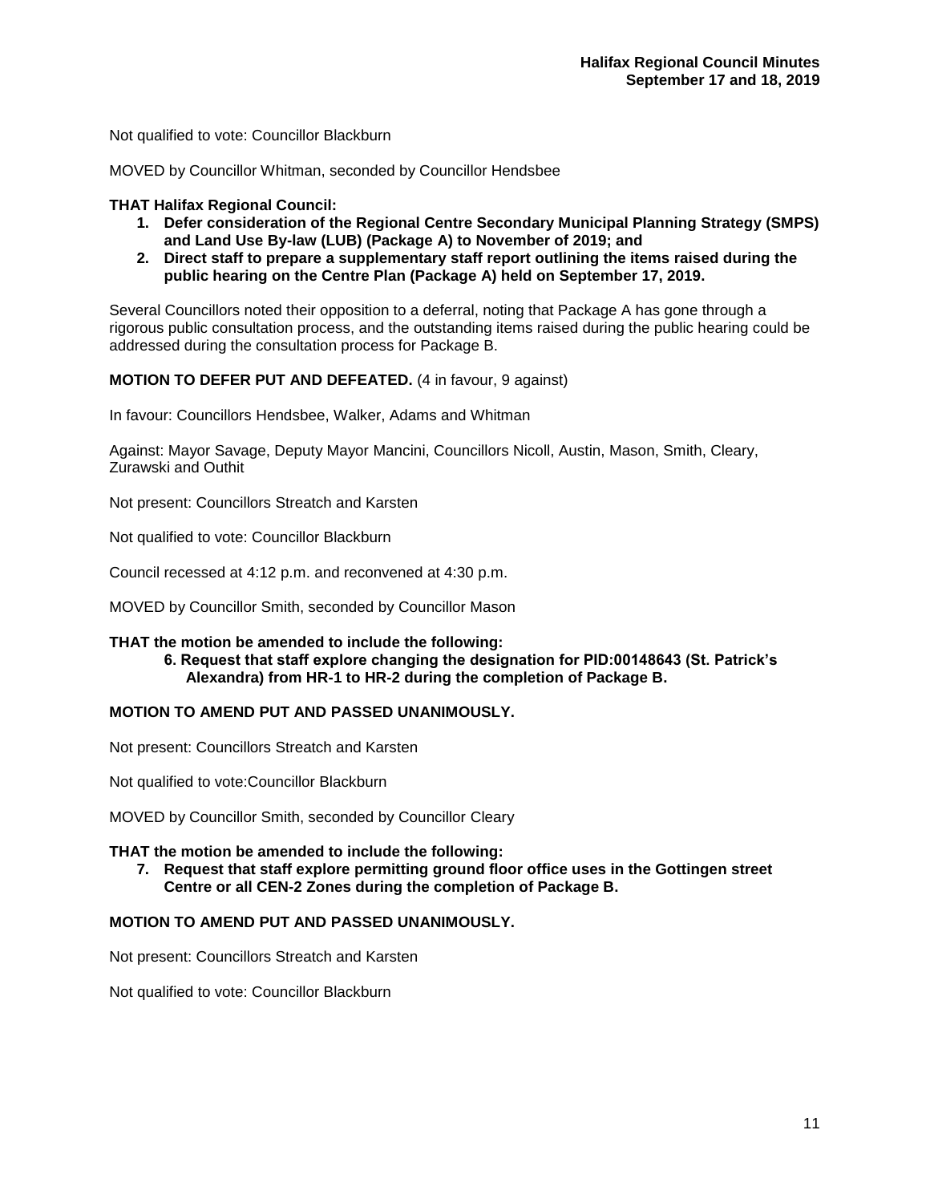Not qualified to vote: Councillor Blackburn

MOVED by Councillor Whitman, seconded by Councillor Hendsbee

**THAT Halifax Regional Council:**

1. **Defer consideration of the Regional Centre Secondary Municipal Planning Strategy (SMPS) and Land Use By-law (LUB) (Package A) to November of 2019; and**
2. **Direct staff to prepare a supplementary staff report outlining the items raised during the public hearing on the Centre Plan (Package A) held on September 17, 2019.**

Several Councillors noted their opposition to a deferral, noting that Package A has gone through a rigorous public consultation process, and the outstanding items raised during the public hearing could be addressed during the consultation process for Package B.

**MOTION TO DEFER PUT AND DEFEATED.** (4 in favour, 9 against)

In favour: Councillors Hendsbee, Walker, Adams and Whitman

Against: Mayor Savage, Deputy Mayor Mancini, Councillors Nicoll, Austin, Mason, Smith, Cleary, Zurawski and Outhit

Not present: Councillors Streatch and Karsten

Not qualified to vote: Councillor Blackburn

Council recessed at 4:12 p.m. and reconvened at 4:30 p.m.

MOVED by Councillor Smith, seconded by Councillor Mason

**THAT the motion be amended to include the following:**

**6. Request that staff explore changing the designation for PID:00148643 (St. Patrick's Alexandra) from HR-1 to HR-2 during the completion of Package B.**

**MOTION TO AMEND PUT AND PASSED UNANIMOUSLY.**

Not present: Councillors Streatch and Karsten

Not qualified to vote:Councillor Blackburn

MOVED by Councillor Smith, seconded by Councillor Cleary

**THAT the motion be amended to include the following:**

**7. Request that staff explore permitting ground floor office uses in the Gottingen street Centre or all CEN-2 Zones during the completion of Package B.**

**MOTION TO AMEND PUT AND PASSED UNANIMOUSLY.**

Not present: Councillors Streatch and Karsten

Not qualified to vote: Councillor Blackburn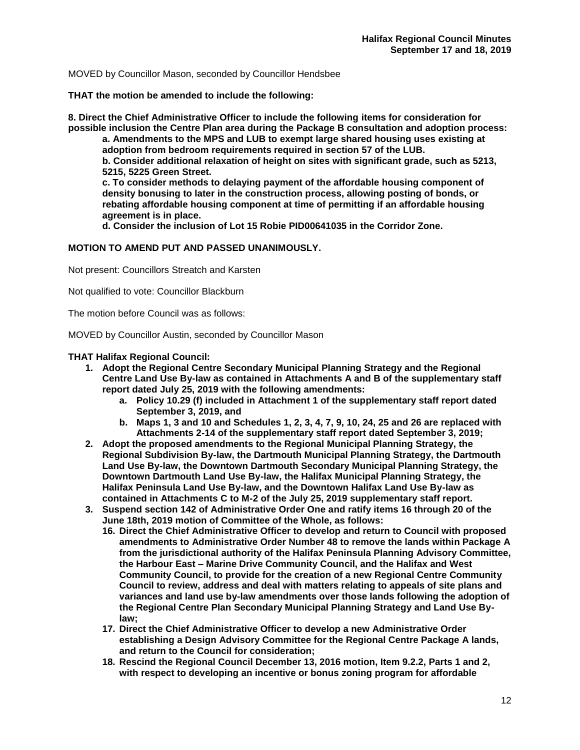MOVED by Councillor Mason, seconded by Councillor Hendsbee

**THAT the motion be amended to include the following:**

**8. Direct the Chief Administrative Officer to include the following items for consideration for possible inclusion the Centre Plan area during the Package B consultation and adoption process:**

- **a. Amendments to the MPS and LUB to exempt large shared housing uses existing at adoption from bedroom requirements required in section 57 of the LUB.**
- **b. Consider additional relaxation of height on sites with significant grade, such as 5213, 5215, 5225 Green Street.**
- **c. To consider methods to delaying payment of the affordable housing component of density bonusing to later in the construction process, allowing posting of bonds, or rebating affordable housing component at time of permitting if an affordable housing agreement is in place.**
- **d. Consider the inclusion of Lot 15 Robie PID00641035 in the Corridor Zone.**

**MOTION TO AMEND PUT AND PASSED UNANIMOUSLY.**

Not present: Councillors Streatch and Karsten

Not qualified to vote: Councillor Blackburn

The motion before Council was as follows:

MOVED by Councillor Austin, seconded by Councillor Mason

**THAT Halifax Regional Council:**

1. **Adopt the Regional Centre Secondary Municipal Planning Strategy and the Regional Centre Land Use By-law as contained in Attachments A and B of the supplementary staff report dated July 25, 2019 with the following amendments:**
   - **a. Policy 10.29 (f) included in Attachment 1 of the supplementary staff report dated September 3, 2019, and**
   - **b. Maps 1, 3 and 10 and Schedules 1, 2, 3, 4, 7, 9, 10, 24, 25 and 26 are replaced with Attachments 2-14 of the supplementary staff report dated September 3, 2019;**
2. **Adopt the proposed amendments to the Regional Municipal Planning Strategy, the Regional Subdivision By-law, the Dartmouth Municipal Planning Strategy, the Dartmouth Land Use By-law, the Downtown Dartmouth Secondary Municipal Planning Strategy, the Downtown Dartmouth Land Use By-law, the Halifax Municipal Planning Strategy, the Halifax Peninsula Land Use By-law, and the Downtown Halifax Land Use By-law as contained in Attachments C to M-2 of the July 25, 2019 supplementary staff report.**
3. **Suspend section 142 of Administrative Order One and ratify items 16 through 20 of the June 18th, 2019 motion of Committee of the Whole, as follows:**
   - **16. Direct the Chief Administrative Officer to develop and return to Council with proposed amendments to Administrative Order Number 48 to remove the lands within Package A from the jurisdictional authority of the Halifax Peninsula Planning Advisory Committee, the Harbour East – Marine Drive Community Council, and the Halifax and West Community Council, to provide for the creation of a new Regional Centre Community Council to review, address and deal with matters relating to appeals of site plans and variances and land use by-law amendments over those lands following the adoption of the Regional Centre Plan Secondary Municipal Planning Strategy and Land Use By-law;**
   - **17. Direct the Chief Administrative Officer to develop a new Administrative Order establishing a Design Advisory Committee for the Regional Centre Package A lands, and return to the Council for consideration;**
   - **18. Rescind the Regional Council December 13, 2016 motion, Item 9.2.2, Parts 1 and 2, with respect to developing an incentive or bonus zoning program for affordable**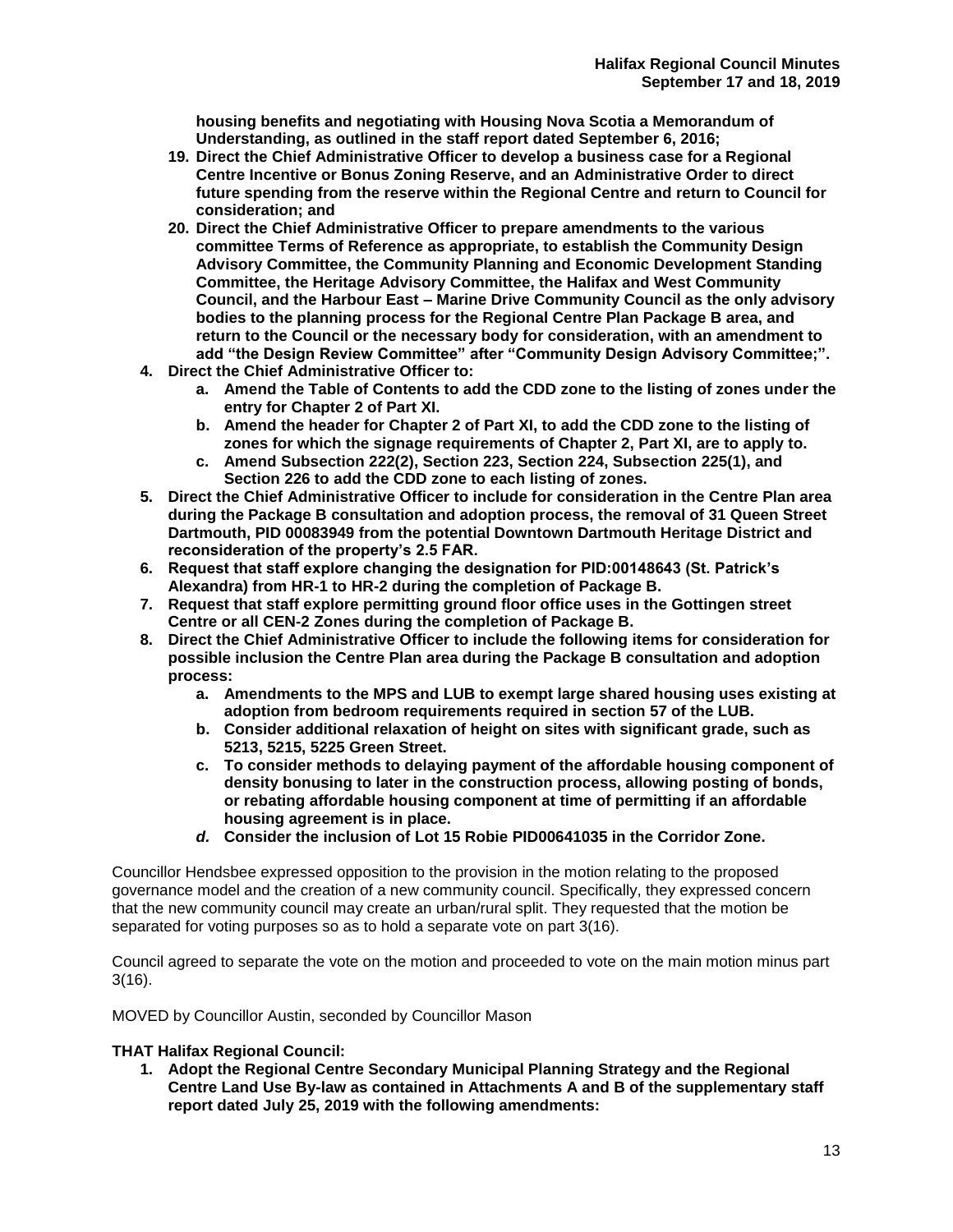**housing benefits and negotiating with Housing Nova Scotia a Memorandum of Understanding, as outlined in the staff report dated September 6, 2016;**

19. **Direct the Chief Administrative Officer to develop a business case for a Regional Centre Incentive or Bonus Zoning Reserve, and an Administrative Order to direct future spending from the reserve within the Regional Centre and return to Council for consideration; and**
20. **Direct the Chief Administrative Officer to prepare amendments to the various committee Terms of Reference as appropriate, to establish the Community Design Advisory Committee, the Community Planning and Economic Development Standing Committee, the Heritage Advisory Committee, the Halifax and West Community Council, and the Harbour East – Marine Drive Community Council as the only advisory bodies to the planning process for the Regional Centre Plan Package B area, and return to the Council or the necessary body for consideration, with an amendment to add "the Design Review Committee" after "Community Design Advisory Committee;".**

4. **Direct the Chief Administrative Officer to:**
   a. **Amend the Table of Contents to add the CDD zone to the listing of zones under the entry for Chapter 2 of Part XI.**
   b. **Amend the header for Chapter 2 of Part XI, to add the CDD zone to the listing of zones for which the signage requirements of Chapter 2, Part XI, are to apply to.**
   c. **Amend Subsection 222(2), Section 223, Section 224, Subsection 225(1), and Section 226 to add the CDD zone to each listing of zones.**
5. **Direct the Chief Administrative Officer to include for consideration in the Centre Plan area during the Package B consultation and adoption process, the removal of 31 Queen Street Dartmouth, PID 00083949 from the potential Downtown Dartmouth Heritage District and reconsideration of the property's 2.5 FAR.**
6. **Request that staff explore changing the designation for PID:00148643 (St. Patrick's Alexandra) from HR-1 to HR-2 during the completion of Package B.**
7. **Request that staff explore permitting ground floor office uses in the Gottingen street Centre or all CEN-2 Zones during the completion of Package B.**
8. **Direct the Chief Administrative Officer to include the following items for consideration for possible inclusion the Centre Plan area during the Package B consultation and adoption process:**
   a. **Amendments to the MPS and LUB to exempt large shared housing uses existing at adoption from bedroom requirements required in section 57 of the LUB.**
   b. **Consider additional relaxation of height on sites with significant grade, such as 5213, 5215, 5225 Green Street.**
   c. **To consider methods to delaying payment of the affordable housing component of density bonusing to later in the construction process, allowing posting of bonds, or rebating affordable housing component at time of permitting if an affordable housing agreement is in place.**
   *d.* **Consider the inclusion of Lot 15 Robie PID00641035 in the Corridor Zone.**

Councillor Hendsbee expressed opposition to the provision in the motion relating to the proposed governance model and the creation of a new community council. Specifically, they expressed concern that the new community council may create an urban/rural split. They requested that the motion be separated for voting purposes so as to hold a separate vote on part 3(16).

Council agreed to separate the vote on the motion and proceeded to vote on the main motion minus part 3(16).

MOVED by Councillor Austin, seconded by Councillor Mason

**THAT Halifax Regional Council:**

1. **Adopt the Regional Centre Secondary Municipal Planning Strategy and the Regional Centre Land Use By-law as contained in Attachments A and B of the supplementary staff report dated July 25, 2019 with the following amendments:**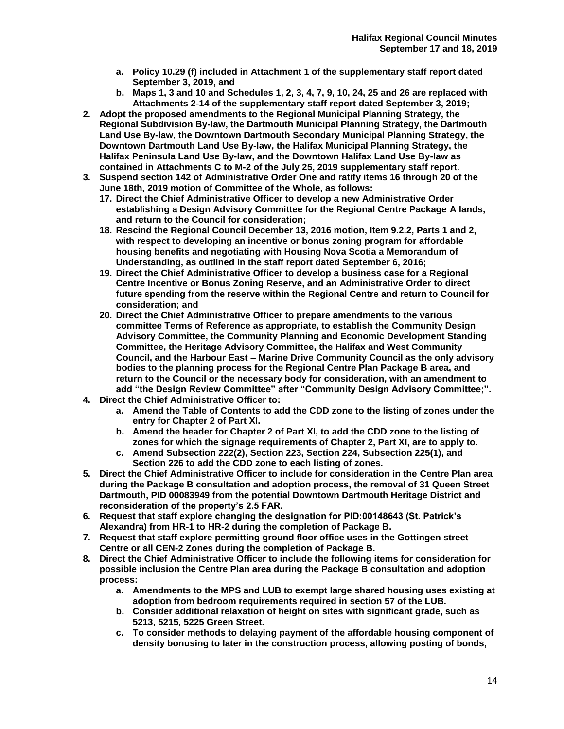- **a. Policy 10.29 (f) included in Attachment 1 of the supplementary staff report dated September 3, 2019, and**
  - **b. Maps 1, 3 and 10 and Schedules 1, 2, 3, 4, 7, 9, 10, 24, 25 and 26 are replaced with Attachments 2-14 of the supplementary staff report dated September 3, 2019;**

2. **Adopt the proposed amendments to the Regional Municipal Planning Strategy, the Regional Subdivision By-law, the Dartmouth Municipal Planning Strategy, the Dartmouth Land Use By-law, the Downtown Dartmouth Secondary Municipal Planning Strategy, the Downtown Dartmouth Land Use By-law, the Halifax Municipal Planning Strategy, the Halifax Peninsula Land Use By-law, and the Downtown Halifax Land Use By-law as contained in Attachments C to M-2 of the July 25, 2019 supplementary staff report.**
3. **Suspend section 142 of Administrative Order One and ratify items 16 through 20 of the June 18th, 2019 motion of Committee of the Whole, as follows:**
   17. **Direct the Chief Administrative Officer to develop a new Administrative Order establishing a Design Advisory Committee for the Regional Centre Package A lands, and return to the Council for consideration;**
   18. **Rescind the Regional Council December 13, 2016 motion, Item 9.2.2, Parts 1 and 2, with respect to developing an incentive or bonus zoning program for affordable housing benefits and negotiating with Housing Nova Scotia a Memorandum of Understanding, as outlined in the staff report dated September 6, 2016;**
   19. **Direct the Chief Administrative Officer to develop a business case for a Regional Centre Incentive or Bonus Zoning Reserve, and an Administrative Order to direct future spending from the reserve within the Regional Centre and return to Council for consideration; and**
   20. **Direct the Chief Administrative Officer to prepare amendments to the various committee Terms of Reference as appropriate, to establish the Community Design Advisory Committee, the Community Planning and Economic Development Standing Committee, the Heritage Advisory Committee, the Halifax and West Community Council, and the Harbour East – Marine Drive Community Council as the only advisory bodies to the planning process for the Regional Centre Plan Package B area, and return to the Council or the necessary body for consideration, with an amendment to add "the Design Review Committee" after "Community Design Advisory Committee;".**
4. **Direct the Chief Administrative Officer to:**
   - **a. Amend the Table of Contents to add the CDD zone to the listing of zones under the entry for Chapter 2 of Part XI.**
   - **b. Amend the header for Chapter 2 of Part XI, to add the CDD zone to the listing of zones for which the signage requirements of Chapter 2, Part XI, are to apply to.**
   - **c. Amend Subsection 222(2), Section 223, Section 224, Subsection 225(1), and Section 226 to add the CDD zone to each listing of zones.**
5. **Direct the Chief Administrative Officer to include for consideration in the Centre Plan area during the Package B consultation and adoption process, the removal of 31 Queen Street Dartmouth, PID 00083949 from the potential Downtown Dartmouth Heritage District and reconsideration of the property's 2.5 FAR.**
6. **Request that staff explore changing the designation for PID:00148643 (St. Patrick's Alexandra) from HR-1 to HR-2 during the completion of Package B.**
7. **Request that staff explore permitting ground floor office uses in the Gottingen street Centre or all CEN-2 Zones during the completion of Package B.**
8. **Direct the Chief Administrative Officer to include the following items for consideration for possible inclusion the Centre Plan area during the Package B consultation and adoption process:**
   - **a. Amendments to the MPS and LUB to exempt large shared housing uses existing at adoption from bedroom requirements required in section 57 of the LUB.**
   - **b. Consider additional relaxation of height on sites with significant grade, such as 5213, 5215, 5225 Green Street.**
   - **c. To consider methods to delaying payment of the affordable housing component of density bonusing to later in the construction process, allowing posting of bonds,**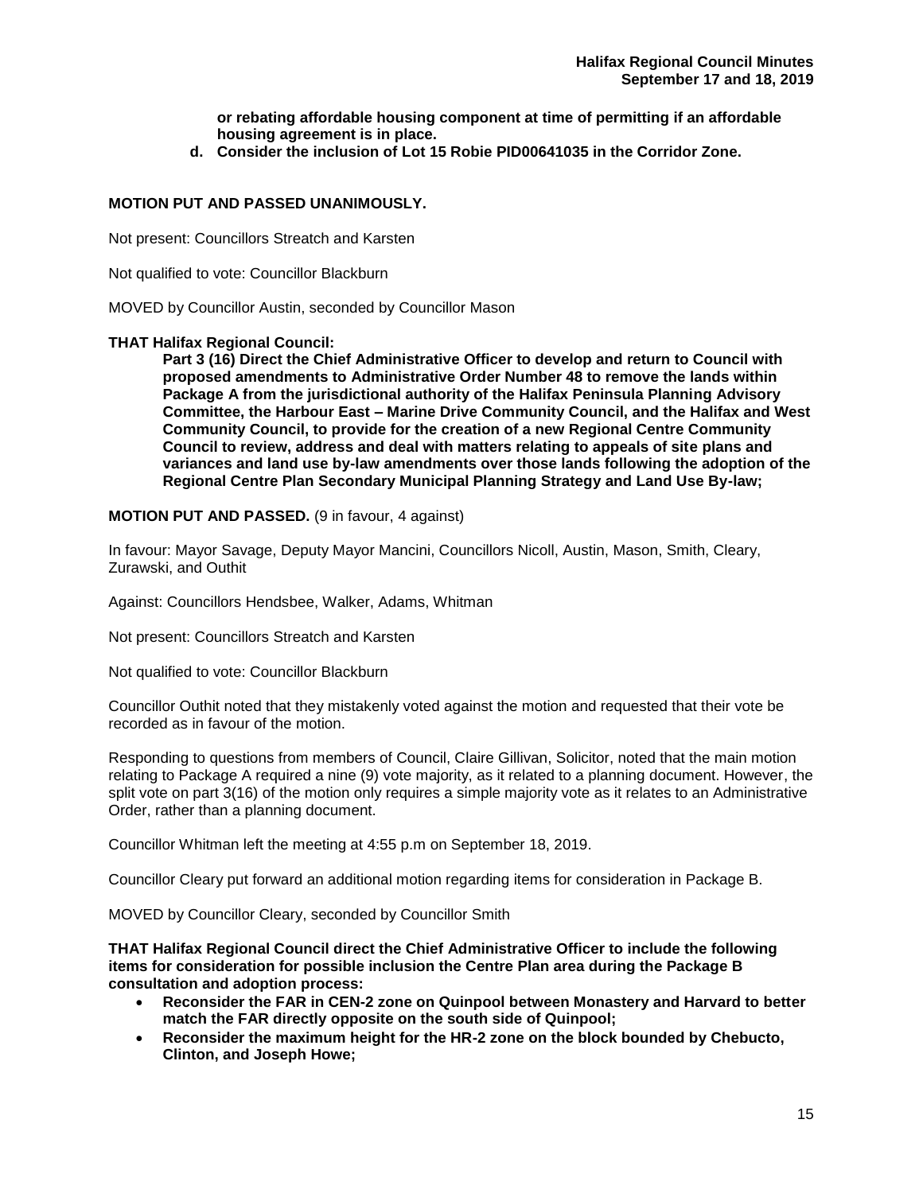**or rebating affordable housing component at time of permitting if an affordable housing agreement is in place.**

**d. Consider the inclusion of Lot 15 Robie PID00641035 in the Corridor Zone.**

**MOTION PUT AND PASSED UNANIMOUSLY.**

Not present: Councillors Streatch and Karsten

Not qualified to vote: Councillor Blackburn

MOVED by Councillor Austin, seconded by Councillor Mason

**THAT Halifax Regional Council:**

**Part 3 (16) Direct the Chief Administrative Officer to develop and return to Council with proposed amendments to Administrative Order Number 48 to remove the lands within Package A from the jurisdictional authority of the Halifax Peninsula Planning Advisory Committee, the Harbour East – Marine Drive Community Council, and the Halifax and West Community Council, to provide for the creation of a new Regional Centre Community Council to review, address and deal with matters relating to appeals of site plans and variances and land use by-law amendments over those lands following the adoption of the Regional Centre Plan Secondary Municipal Planning Strategy and Land Use By-law;**

**MOTION PUT AND PASSED.** (9 in favour, 4 against)

In favour: Mayor Savage, Deputy Mayor Mancini, Councillors Nicoll, Austin, Mason, Smith, Cleary, Zurawski, and Outhit

Against: Councillors Hendsbee, Walker, Adams, Whitman

Not present: Councillors Streatch and Karsten

Not qualified to vote: Councillor Blackburn

Councillor Outhit noted that they mistakenly voted against the motion and requested that their vote be recorded as in favour of the motion.

Responding to questions from members of Council, Claire Gillivan, Solicitor, noted that the main motion relating to Package A required a nine (9) vote majority, as it related to a planning document. However, the split vote on part 3(16) of the motion only requires a simple majority vote as it relates to an Administrative Order, rather than a planning document.

Councillor Whitman left the meeting at 4:55 p.m on September 18, 2019.

Councillor Cleary put forward an additional motion regarding items for consideration in Package B.

MOVED by Councillor Cleary, seconded by Councillor Smith

**THAT Halifax Regional Council direct the Chief Administrative Officer to include the following items for consideration for possible inclusion the Centre Plan area during the Package B consultation and adoption process:**

- **Reconsider the FAR in CEN-2 zone on Quinpool between Monastery and Harvard to better match the FAR directly opposite on the south side of Quinpool;**
- **Reconsider the maximum height for the HR-2 zone on the block bounded by Chebucto, Clinton, and Joseph Howe;**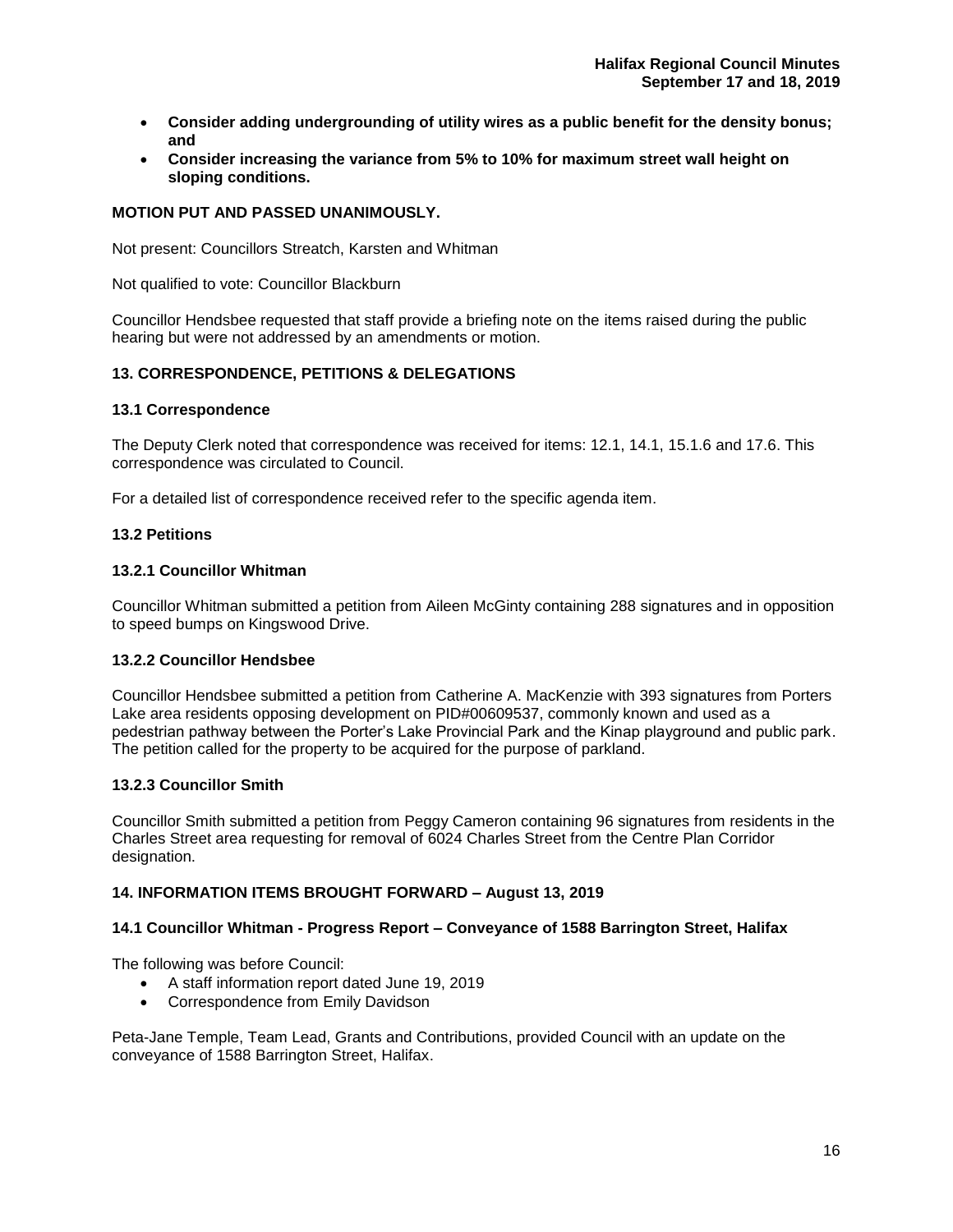- **Consider adding undergrounding of utility wires as a public benefit for the density bonus; and**
- **Consider increasing the variance from 5% to 10% for maximum street wall height on sloping conditions.**

**MOTION PUT AND PASSED UNANIMOUSLY.**

Not present: Councillors Streatch, Karsten and Whitman

Not qualified to vote: Councillor Blackburn

Councillor Hendsbee requested that staff provide a briefing note on the items raised during the public hearing but were not addressed by an amendments or motion.

## 13. CORRESPONDENCE, PETITIONS & DELEGATIONS

### 13.1 Correspondence

The Deputy Clerk noted that correspondence was received for items: 12.1, 14.1, 15.1.6 and 17.6. This correspondence was circulated to Council.

For a detailed list of correspondence received refer to the specific agenda item.

### 13.2 Petitions

#### 13.2.1 Councillor Whitman

Councillor Whitman submitted a petition from Aileen McGinty containing 288 signatures and in opposition to speed bumps on Kingswood Drive.

#### 13.2.2 Councillor Hendsbee

Councillor Hendsbee submitted a petition from Catherine A. MacKenzie with 393 signatures from Porters Lake area residents opposing development on PID#00609537, commonly known and used as a pedestrian pathway between the Porter's Lake Provincial Park and the Kinap playground and public park. The petition called for the property to be acquired for the purpose of parkland.

#### 13.2.3 Councillor Smith

Councillor Smith submitted a petition from Peggy Cameron containing 96 signatures from residents in the Charles Street area requesting for removal of 6024 Charles Street from the Centre Plan Corridor designation.

## 14. INFORMATION ITEMS BROUGHT FORWARD – August 13, 2019

### 14.1 Councillor Whitman - Progress Report – Conveyance of 1588 Barrington Street, Halifax

The following was before Council:

- A staff information report dated June 19, 2019
- Correspondence from Emily Davidson

Peta-Jane Temple, Team Lead, Grants and Contributions, provided Council with an update on the conveyance of 1588 Barrington Street, Halifax.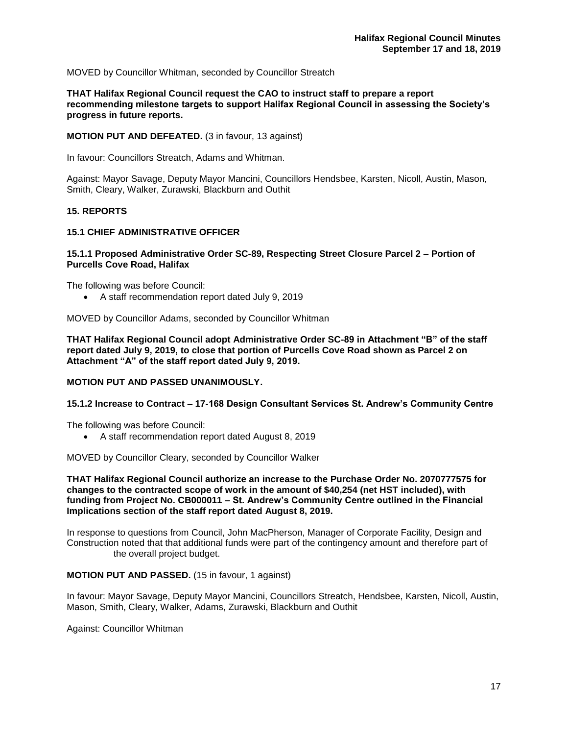MOVED by Councillor Whitman, seconded by Councillor Streatch

**THAT Halifax Regional Council request the CAO to instruct staff to prepare a report recommending milestone targets to support Halifax Regional Council in assessing the Society's progress in future reports.**

**MOTION PUT AND DEFEATED.** (3 in favour, 13 against)

In favour: Councillors Streatch, Adams and Whitman.

Against: Mayor Savage, Deputy Mayor Mancini, Councillors Hendsbee, Karsten, Nicoll, Austin, Mason, Smith, Cleary, Walker, Zurawski, Blackburn and Outhit

## 15. REPORTS

### 15.1 CHIEF ADMINISTRATIVE OFFICER

#### 15.1.1 Proposed Administrative Order SC-89, Respecting Street Closure Parcel 2 – Portion of Purcells Cove Road, Halifax

The following was before Council:

- A staff recommendation report dated July 9, 2019

MOVED by Councillor Adams, seconded by Councillor Whitman

**THAT Halifax Regional Council adopt Administrative Order SC-89 in Attachment "B" of the staff report dated July 9, 2019, to close that portion of Purcells Cove Road shown as Parcel 2 on Attachment "A" of the staff report dated July 9, 2019.**

**MOTION PUT AND PASSED UNANIMOUSLY.**

#### 15.1.2 Increase to Contract – 17-168 Design Consultant Services St. Andrew's Community Centre

The following was before Council:

- A staff recommendation report dated August 8, 2019

MOVED by Councillor Cleary, seconded by Councillor Walker

**THAT Halifax Regional Council authorize an increase to the Purchase Order No. 2070777575 for changes to the contracted scope of work in the amount of $40,254 (net HST included), with funding from Project No. CB000011 – St. Andrew's Community Centre outlined in the Financial Implications section of the staff report dated August 8, 2019.**

In response to questions from Council, John MacPherson, Manager of Corporate Facility, Design and Construction noted that that additional funds were part of the contingency amount and therefore part of the overall project budget.

**MOTION PUT AND PASSED.** (15 in favour, 1 against)

In favour: Mayor Savage, Deputy Mayor Mancini, Councillors Streatch, Hendsbee, Karsten, Nicoll, Austin, Mason, Smith, Cleary, Walker, Adams, Zurawski, Blackburn and Outhit

Against: Councillor Whitman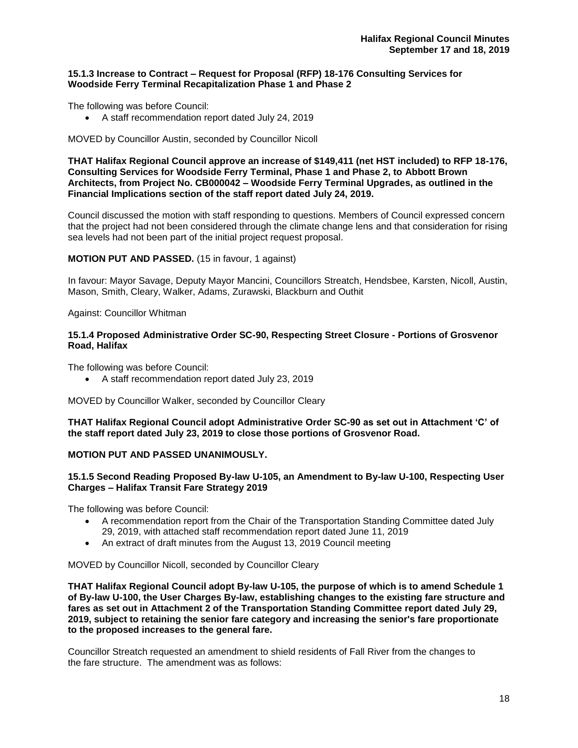**15.1.3 Increase to Contract – Request for Proposal (RFP) 18-176 Consulting Services for Woodside Ferry Terminal Recapitalization Phase 1 and Phase 2**

The following was before Council:

- A staff recommendation report dated July 24, 2019

MOVED by Councillor Austin, seconded by Councillor Nicoll

**THAT Halifax Regional Council approve an increase of $149,411 (net HST included) to RFP 18-176, Consulting Services for Woodside Ferry Terminal, Phase 1 and Phase 2, to Abbott Brown Architects, from Project No. CB000042 – Woodside Ferry Terminal Upgrades, as outlined in the Financial Implications section of the staff report dated July 24, 2019.**

Council discussed the motion with staff responding to questions. Members of Council expressed concern that the project had not been considered through the climate change lens and that consideration for rising sea levels had not been part of the initial project request proposal.

**MOTION PUT AND PASSED.** (15 in favour, 1 against)

In favour: Mayor Savage, Deputy Mayor Mancini, Councillors Streatch, Hendsbee, Karsten, Nicoll, Austin, Mason, Smith, Cleary, Walker, Adams, Zurawski, Blackburn and Outhit

Against: Councillor Whitman

**15.1.4 Proposed Administrative Order SC-90, Respecting Street Closure - Portions of Grosvenor Road, Halifax**

The following was before Council:

- A staff recommendation report dated July 23, 2019

MOVED by Councillor Walker, seconded by Councillor Cleary

**THAT Halifax Regional Council adopt Administrative Order SC-90 as set out in Attachment 'C' of the staff report dated July 23, 2019 to close those portions of Grosvenor Road.**

**MOTION PUT AND PASSED UNANIMOUSLY.**

**15.1.5 Second Reading Proposed By-law U-105, an Amendment to By-law U-100, Respecting User Charges – Halifax Transit Fare Strategy 2019**

The following was before Council:

- A recommendation report from the Chair of the Transportation Standing Committee dated July 29, 2019, with attached staff recommendation report dated June 11, 2019
- An extract of draft minutes from the August 13, 2019 Council meeting

MOVED by Councillor Nicoll, seconded by Councillor Cleary

**THAT Halifax Regional Council adopt By-law U-105, the purpose of which is to amend Schedule 1 of By-law U-100, the User Charges By-law, establishing changes to the existing fare structure and fares as set out in Attachment 2 of the Transportation Standing Committee report dated July 29, 2019, subject to retaining the senior fare category and increasing the senior's fare proportionate to the proposed increases to the general fare.**

Councillor Streatch requested an amendment to shield residents of Fall River from the changes to the fare structure. The amendment was as follows: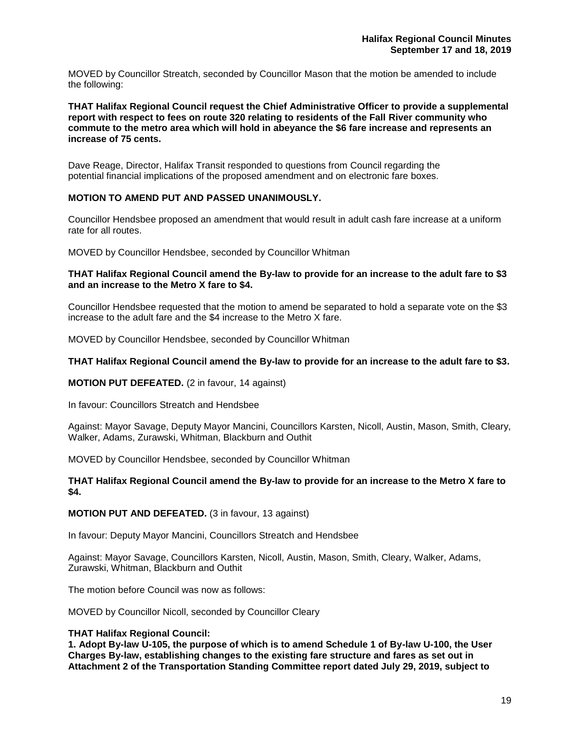MOVED by Councillor Streatch, seconded by Councillor Mason that the motion be amended to include the following:

**THAT Halifax Regional Council request the Chief Administrative Officer to provide a supplemental report with respect to fees on route 320 relating to residents of the Fall River community who commute to the metro area which will hold in abeyance the $6 fare increase and represents an increase of 75 cents.**

Dave Reage, Director, Halifax Transit responded to questions from Council regarding the potential financial implications of the proposed amendment and on electronic fare boxes.

**MOTION TO AMEND PUT AND PASSED UNANIMOUSLY.**

Councillor Hendsbee proposed an amendment that would result in adult cash fare increase at a uniform rate for all routes.

MOVED by Councillor Hendsbee, seconded by Councillor Whitman

**THAT Halifax Regional Council amend the By-law to provide for an increase to the adult fare to $3 and an increase to the Metro X fare to $4.**

Councillor Hendsbee requested that the motion to amend be separated to hold a separate vote on the $3 increase to the adult fare and the $4 increase to the Metro X fare.

MOVED by Councillor Hendsbee, seconded by Councillor Whitman

**THAT Halifax Regional Council amend the By-law to provide for an increase to the adult fare to $3.**

**MOTION PUT DEFEATED.** (2 in favour, 14 against)

In favour: Councillors Streatch and Hendsbee

Against: Mayor Savage, Deputy Mayor Mancini, Councillors Karsten, Nicoll, Austin, Mason, Smith, Cleary, Walker, Adams, Zurawski, Whitman, Blackburn and Outhit

MOVED by Councillor Hendsbee, seconded by Councillor Whitman

**THAT Halifax Regional Council amend the By-law to provide for an increase to the Metro X fare to $4.**

**MOTION PUT AND DEFEATED.** (3 in favour, 13 against)

In favour: Deputy Mayor Mancini, Councillors Streatch and Hendsbee

Against: Mayor Savage, Councillors Karsten, Nicoll, Austin, Mason, Smith, Cleary, Walker, Adams, Zurawski, Whitman, Blackburn and Outhit

The motion before Council was now as follows:

MOVED by Councillor Nicoll, seconded by Councillor Cleary

**THAT Halifax Regional Council:**
**1. Adopt By-law U-105, the purpose of which is to amend Schedule 1 of By-law U-100, the User Charges By-law, establishing changes to the existing fare structure and fares as set out in Attachment 2 of the Transportation Standing Committee report dated July 29, 2019, subject to**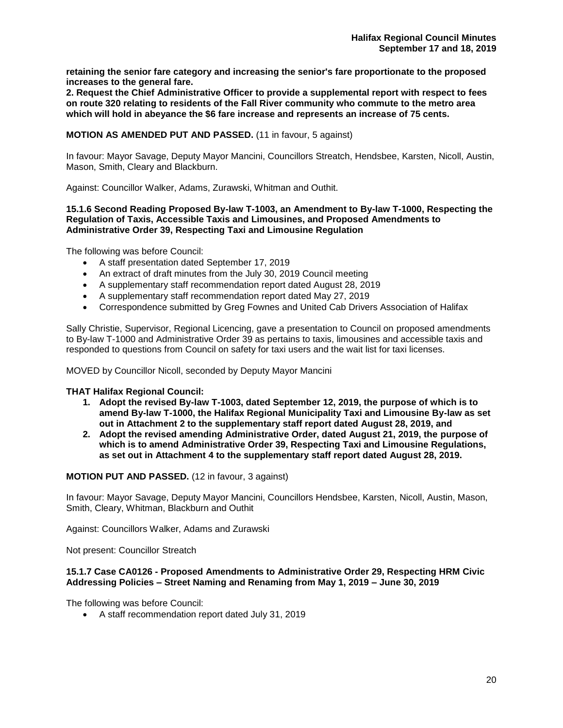**retaining the senior fare category and increasing the senior's fare proportionate to the proposed increases to the general fare.**
**2. Request the Chief Administrative Officer to provide a supplemental report with respect to fees on route 320 relating to residents of the Fall River community who commute to the metro area which will hold in abeyance the $6 fare increase and represents an increase of 75 cents.**

**MOTION AS AMENDED PUT AND PASSED.** (11 in favour, 5 against)

In favour: Mayor Savage, Deputy Mayor Mancini, Councillors Streatch, Hendsbee, Karsten, Nicoll, Austin, Mason, Smith, Cleary and Blackburn.

Against: Councillor Walker, Adams, Zurawski, Whitman and Outhit.

**15.1.6 Second Reading Proposed By-law T-1003, an Amendment to By-law T-1000, Respecting the Regulation of Taxis, Accessible Taxis and Limousines, and Proposed Amendments to Administrative Order 39, Respecting Taxi and Limousine Regulation**

The following was before Council:

- A staff presentation dated September 17, 2019
- An extract of draft minutes from the July 30, 2019 Council meeting
- A supplementary staff recommendation report dated August 28, 2019
- A supplementary staff recommendation report dated May 27, 2019
- Correspondence submitted by Greg Fownes and United Cab Drivers Association of Halifax

Sally Christie, Supervisor, Regional Licencing, gave a presentation to Council on proposed amendments to By-law T-1000 and Administrative Order 39 as pertains to taxis, limousines and accessible taxis and responded to questions from Council on safety for taxi users and the wait list for taxi licenses.

MOVED by Councillor Nicoll, seconded by Deputy Mayor Mancini

**THAT Halifax Regional Council:**

1. **Adopt the revised By-law T-1003, dated September 12, 2019, the purpose of which is to amend By-law T-1000, the Halifax Regional Municipality Taxi and Limousine By-law as set out in Attachment 2 to the supplementary staff report dated August 28, 2019, and**
2. **Adopt the revised amending Administrative Order, dated August 21, 2019, the purpose of which is to amend Administrative Order 39, Respecting Taxi and Limousine Regulations, as set out in Attachment 4 to the supplementary staff report dated August 28, 2019.**

**MOTION PUT AND PASSED.** (12 in favour, 3 against)

In favour: Mayor Savage, Deputy Mayor Mancini, Councillors Hendsbee, Karsten, Nicoll, Austin, Mason, Smith, Cleary, Whitman, Blackburn and Outhit

Against: Councillors Walker, Adams and Zurawski

Not present: Councillor Streatch

**15.1.7 Case CA0126 - Proposed Amendments to Administrative Order 29, Respecting HRM Civic Addressing Policies – Street Naming and Renaming from May 1, 2019 – June 30, 2019**

The following was before Council:

- A staff recommendation report dated July 31, 2019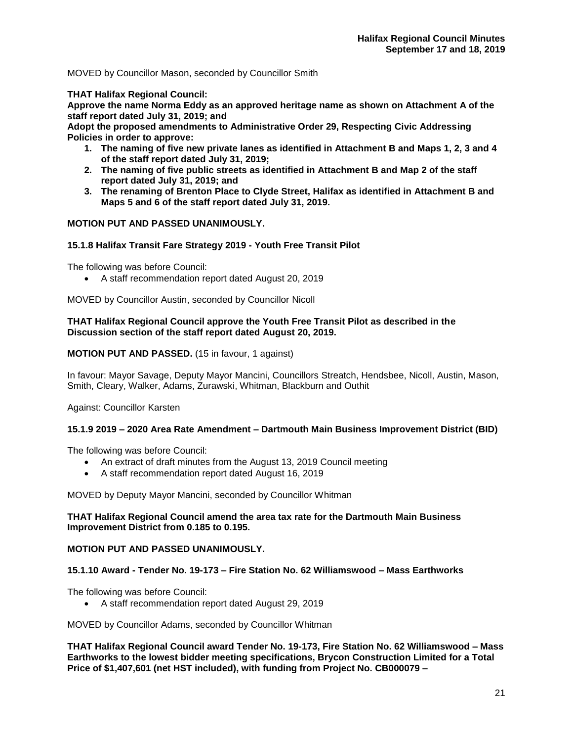MOVED by Councillor Mason, seconded by Councillor Smith

**THAT Halifax Regional Council:**
**Approve the name Norma Eddy as an approved heritage name as shown on Attachment A of the staff report dated July 31, 2019; and**
**Adopt the proposed amendments to Administrative Order 29, Respecting Civic Addressing Policies in order to approve:**

1. **The naming of five new private lanes as identified in Attachment B and Maps 1, 2, 3 and 4 of the staff report dated July 31, 2019;**
2. **The naming of five public streets as identified in Attachment B and Map 2 of the staff report dated July 31, 2019; and**
3. **The renaming of Brenton Place to Clyde Street, Halifax as identified in Attachment B and Maps 5 and 6 of the staff report dated July 31, 2019.**

**MOTION PUT AND PASSED UNANIMOUSLY.**

### 15.1.8 Halifax Transit Fare Strategy 2019 - Youth Free Transit Pilot

The following was before Council:

- A staff recommendation report dated August 20, 2019

MOVED by Councillor Austin, seconded by Councillor Nicoll

**THAT Halifax Regional Council approve the Youth Free Transit Pilot as described in the Discussion section of the staff report dated August 20, 2019.**

**MOTION PUT AND PASSED.** (15 in favour, 1 against)

In favour: Mayor Savage, Deputy Mayor Mancini, Councillors Streatch, Hendsbee, Nicoll, Austin, Mason, Smith, Cleary, Walker, Adams, Zurawski, Whitman, Blackburn and Outhit

Against: Councillor Karsten

### 15.1.9 2019 – 2020 Area Rate Amendment – Dartmouth Main Business Improvement District (BID)

The following was before Council:

- An extract of draft minutes from the August 13, 2019 Council meeting
- A staff recommendation report dated August 16, 2019

MOVED by Deputy Mayor Mancini, seconded by Councillor Whitman

**THAT Halifax Regional Council amend the area tax rate for the Dartmouth Main Business Improvement District from 0.185 to 0.195.**

**MOTION PUT AND PASSED UNANIMOUSLY.**

### 15.1.10 Award - Tender No. 19-173 – Fire Station No. 62 Williamswood – Mass Earthworks

The following was before Council:

- A staff recommendation report dated August 29, 2019

MOVED by Councillor Adams, seconded by Councillor Whitman

**THAT Halifax Regional Council award Tender No. 19-173, Fire Station No. 62 Williamswood – Mass Earthworks to the lowest bidder meeting specifications, Brycon Construction Limited for a Total Price of $1,407,601 (net HST included), with funding from Project No. CB000079 –**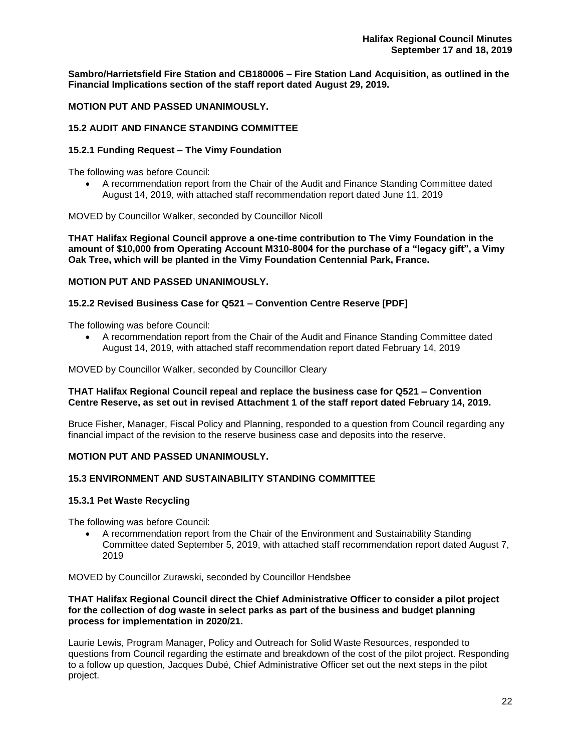**Sambro/Harrietsfield Fire Station and CB180006 – Fire Station Land Acquisition, as outlined in the Financial Implications section of the staff report dated August 29, 2019.**

**MOTION PUT AND PASSED UNANIMOUSLY.**

### 15.2 AUDIT AND FINANCE STANDING COMMITTEE

#### 15.2.1 Funding Request – The Vimy Foundation

The following was before Council:

- A recommendation report from the Chair of the Audit and Finance Standing Committee dated August 14, 2019, with attached staff recommendation report dated June 11, 2019

MOVED by Councillor Walker, seconded by Councillor Nicoll

**THAT Halifax Regional Council approve a one-time contribution to The Vimy Foundation in the amount of $10,000 from Operating Account M310-8004 for the purchase of a "legacy gift", a Vimy Oak Tree, which will be planted in the Vimy Foundation Centennial Park, France.**

**MOTION PUT AND PASSED UNANIMOUSLY.**

#### 15.2.2 Revised Business Case for Q521 – Convention Centre Reserve [PDF]

The following was before Council:

- A recommendation report from the Chair of the Audit and Finance Standing Committee dated August 14, 2019, with attached staff recommendation report dated February 14, 2019

MOVED by Councillor Walker, seconded by Councillor Cleary

**THAT Halifax Regional Council repeal and replace the business case for Q521 – Convention Centre Reserve, as set out in revised Attachment 1 of the staff report dated February 14, 2019.**

Bruce Fisher, Manager, Fiscal Policy and Planning, responded to a question from Council regarding any financial impact of the revision to the reserve business case and deposits into the reserve.

**MOTION PUT AND PASSED UNANIMOUSLY.**

### 15.3 ENVIRONMENT AND SUSTAINABILITY STANDING COMMITTEE

#### 15.3.1 Pet Waste Recycling

The following was before Council:

- A recommendation report from the Chair of the Environment and Sustainability Standing Committee dated September 5, 2019, with attached staff recommendation report dated August 7, 2019

MOVED by Councillor Zurawski, seconded by Councillor Hendsbee

**THAT Halifax Regional Council direct the Chief Administrative Officer to consider a pilot project for the collection of dog waste in select parks as part of the business and budget planning process for implementation in 2020/21.**

Laurie Lewis, Program Manager, Policy and Outreach for Solid Waste Resources, responded to questions from Council regarding the estimate and breakdown of the cost of the pilot project. Responding to a follow up question, Jacques Dubé, Chief Administrative Officer set out the next steps in the pilot project.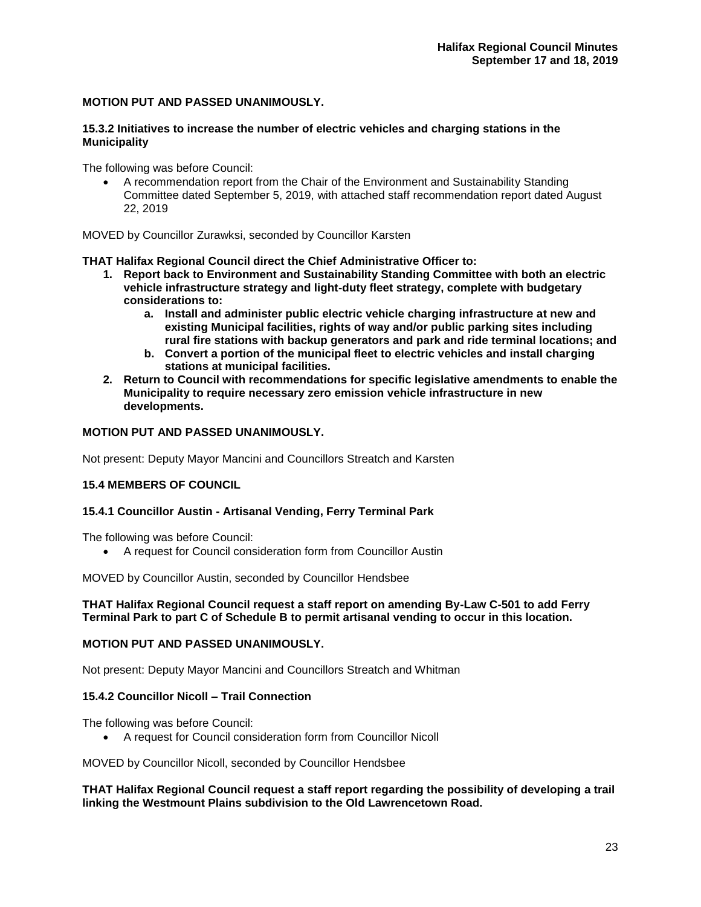**MOTION PUT AND PASSED UNANIMOUSLY.**

**15.3.2 Initiatives to increase the number of electric vehicles and charging stations in the Municipality**

The following was before Council:

- A recommendation report from the Chair of the Environment and Sustainability Standing Committee dated September 5, 2019, with attached staff recommendation report dated August 22, 2019

MOVED by Councillor Zurawksi, seconded by Councillor Karsten

**THAT Halifax Regional Council direct the Chief Administrative Officer to:**

1. **Report back to Environment and Sustainability Standing Committee with both an electric vehicle infrastructure strategy and light-duty fleet strategy, complete with budgetary considerations to:**
   a. **Install and administer public electric vehicle charging infrastructure at new and existing Municipal facilities, rights of way and/or public parking sites including rural fire stations with backup generators and park and ride terminal locations; and**
   b. **Convert a portion of the municipal fleet to electric vehicles and install charging stations at municipal facilities.**
2. **Return to Council with recommendations for specific legislative amendments to enable the Municipality to require necessary zero emission vehicle infrastructure in new developments.**

**MOTION PUT AND PASSED UNANIMOUSLY.**

Not present: Deputy Mayor Mancini and Councillors Streatch and Karsten

**15.4 MEMBERS OF COUNCIL**

**15.4.1 Councillor Austin - Artisanal Vending, Ferry Terminal Park**

The following was before Council:

- A request for Council consideration form from Councillor Austin

MOVED by Councillor Austin, seconded by Councillor Hendsbee

**THAT Halifax Regional Council request a staff report on amending By-Law C-501 to add Ferry Terminal Park to part C of Schedule B to permit artisanal vending to occur in this location.**

**MOTION PUT AND PASSED UNANIMOUSLY.**

Not present: Deputy Mayor Mancini and Councillors Streatch and Whitman

**15.4.2 Councillor Nicoll – Trail Connection**

The following was before Council:

- A request for Council consideration form from Councillor Nicoll

MOVED by Councillor Nicoll, seconded by Councillor Hendsbee

**THAT Halifax Regional Council request a staff report regarding the possibility of developing a trail linking the Westmount Plains subdivision to the Old Lawrencetown Road.**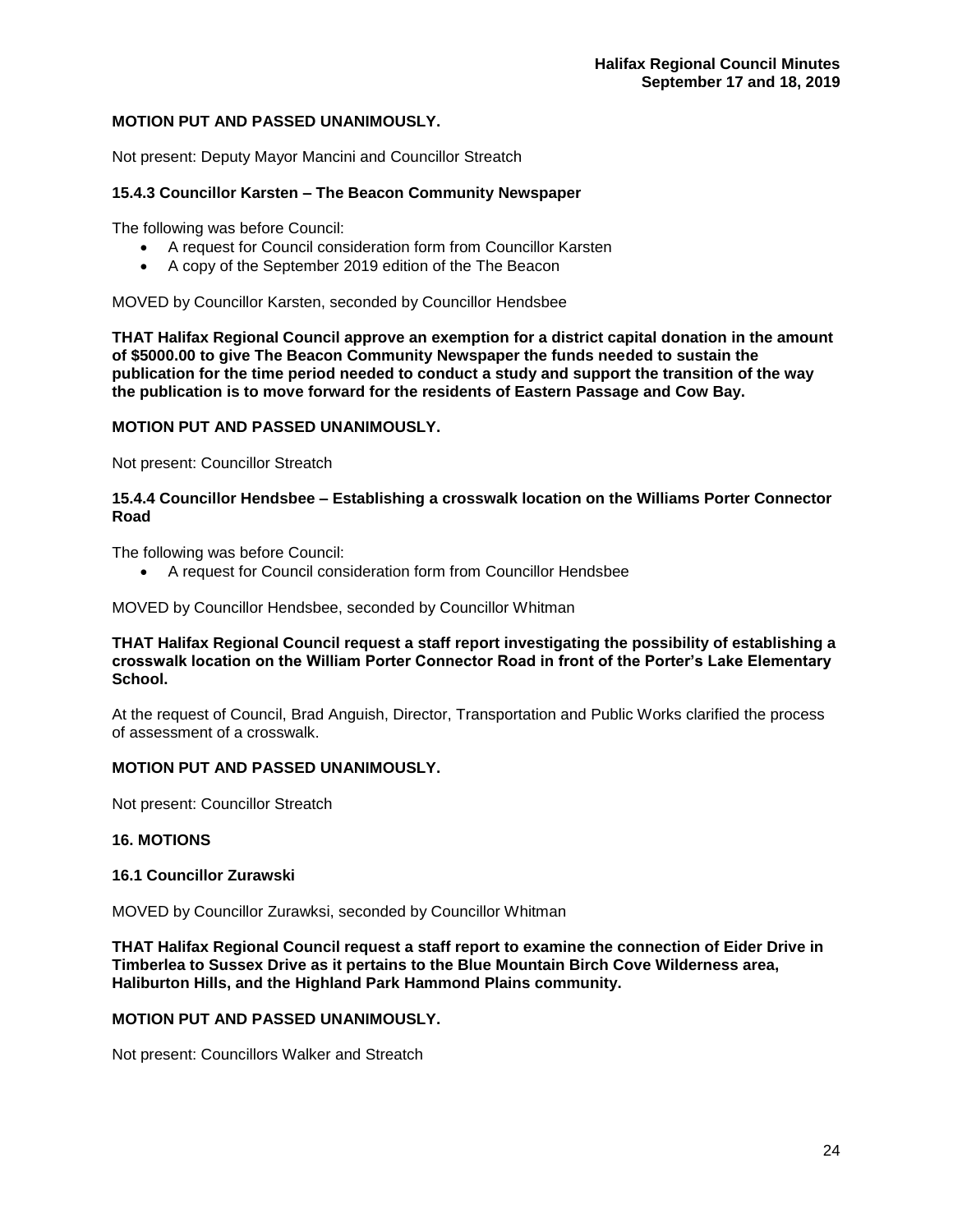**MOTION PUT AND PASSED UNANIMOUSLY.**

Not present: Deputy Mayor Mancini and Councillor Streatch

### 15.4.3 Councillor Karsten – The Beacon Community Newspaper

The following was before Council:

- A request for Council consideration form from Councillor Karsten
- A copy of the September 2019 edition of the The Beacon

MOVED by Councillor Karsten, seconded by Councillor Hendsbee

**THAT Halifax Regional Council approve an exemption for a district capital donation in the amount of $5000.00 to give The Beacon Community Newspaper the funds needed to sustain the publication for the time period needed to conduct a study and support the transition of the way the publication is to move forward for the residents of Eastern Passage and Cow Bay.**

**MOTION PUT AND PASSED UNANIMOUSLY.**

Not present: Councillor Streatch

### 15.4.4 Councillor Hendsbee – Establishing a crosswalk location on the Williams Porter Connector Road

The following was before Council:

- A request for Council consideration form from Councillor Hendsbee

MOVED by Councillor Hendsbee, seconded by Councillor Whitman

**THAT Halifax Regional Council request a staff report investigating the possibility of establishing a crosswalk location on the William Porter Connector Road in front of the Porter's Lake Elementary School.**

At the request of Council, Brad Anguish, Director, Transportation and Public Works clarified the process of assessment of a crosswalk.

**MOTION PUT AND PASSED UNANIMOUSLY.**

Not present: Councillor Streatch

## 16. MOTIONS

### 16.1 Councillor Zurawski

MOVED by Councillor Zurawksi, seconded by Councillor Whitman

**THAT Halifax Regional Council request a staff report to examine the connection of Eider Drive in Timberlea to Sussex Drive as it pertains to the Blue Mountain Birch Cove Wilderness area, Haliburton Hills, and the Highland Park Hammond Plains community.**

**MOTION PUT AND PASSED UNANIMOUSLY.**

Not present: Councillors Walker and Streatch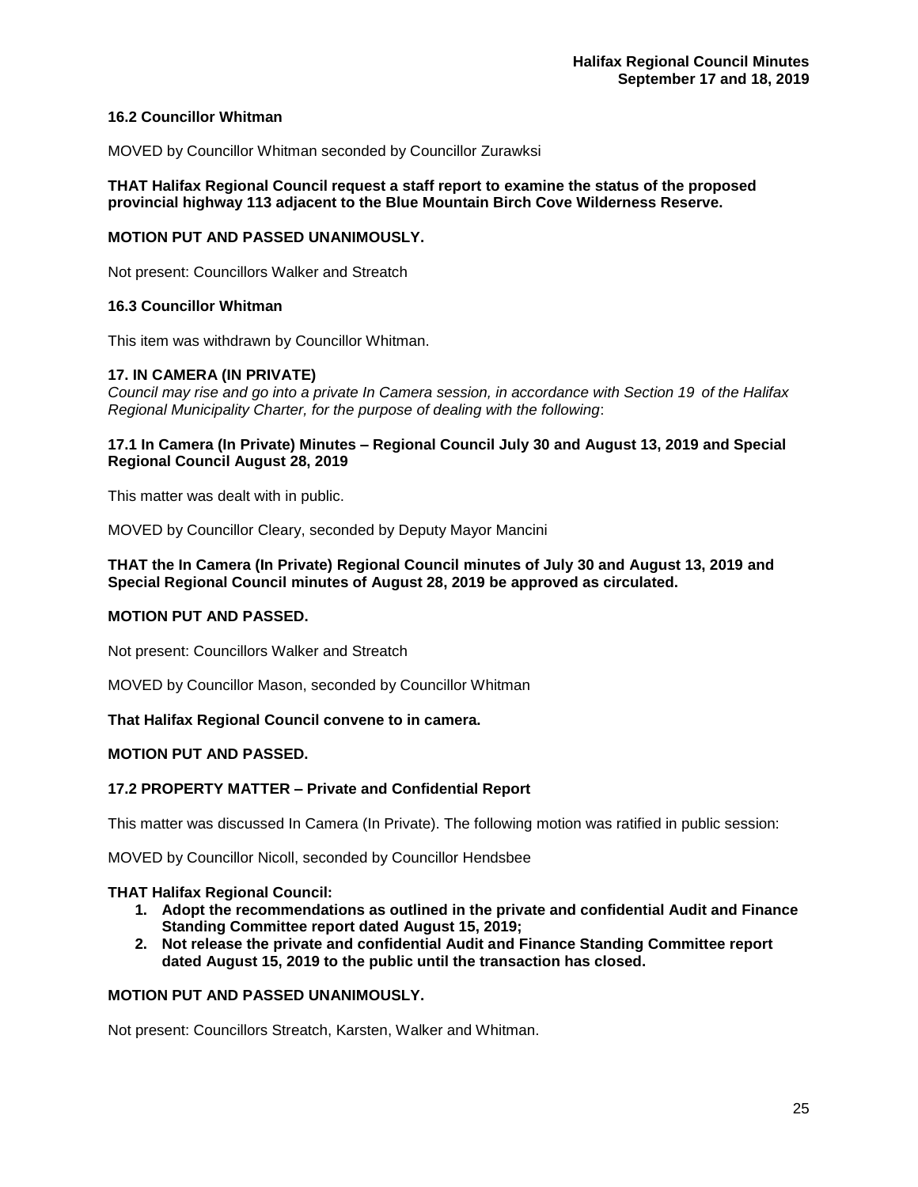### 16.2 Councillor Whitman

MOVED by Councillor Whitman seconded by Councillor Zurawksi

**THAT Halifax Regional Council request a staff report to examine the status of the proposed provincial highway 113 adjacent to the Blue Mountain Birch Cove Wilderness Reserve.**

**MOTION PUT AND PASSED UNANIMOUSLY.**

Not present: Councillors Walker and Streatch

### 16.3 Councillor Whitman

This item was withdrawn by Councillor Whitman.

### 17. IN CAMERA (IN PRIVATE)

*Council may rise and go into a private In Camera session, in accordance with Section 19 of the Halifax Regional Municipality Charter, for the purpose of dealing with the following*:

### 17.1 In Camera (In Private) Minutes – Regional Council July 30 and August 13, 2019 and Special Regional Council August 28, 2019

This matter was dealt with in public.

MOVED by Councillor Cleary, seconded by Deputy Mayor Mancini

**THAT the In Camera (In Private) Regional Council minutes of July 30 and August 13, 2019 and Special Regional Council minutes of August 28, 2019 be approved as circulated.**

**MOTION PUT AND PASSED.**

Not present: Councillors Walker and Streatch

MOVED by Councillor Mason, seconded by Councillor Whitman

**That Halifax Regional Council convene to in camera.**

**MOTION PUT AND PASSED.**

### 17.2 PROPERTY MATTER – Private and Confidential Report

This matter was discussed In Camera (In Private). The following motion was ratified in public session:

MOVED by Councillor Nicoll, seconded by Councillor Hendsbee

**THAT Halifax Regional Council:**

1. **Adopt the recommendations as outlined in the private and confidential Audit and Finance Standing Committee report dated August 15, 2019;**
2. **Not release the private and confidential Audit and Finance Standing Committee report dated August 15, 2019 to the public until the transaction has closed.**

**MOTION PUT AND PASSED UNANIMOUSLY.**

Not present: Councillors Streatch, Karsten, Walker and Whitman.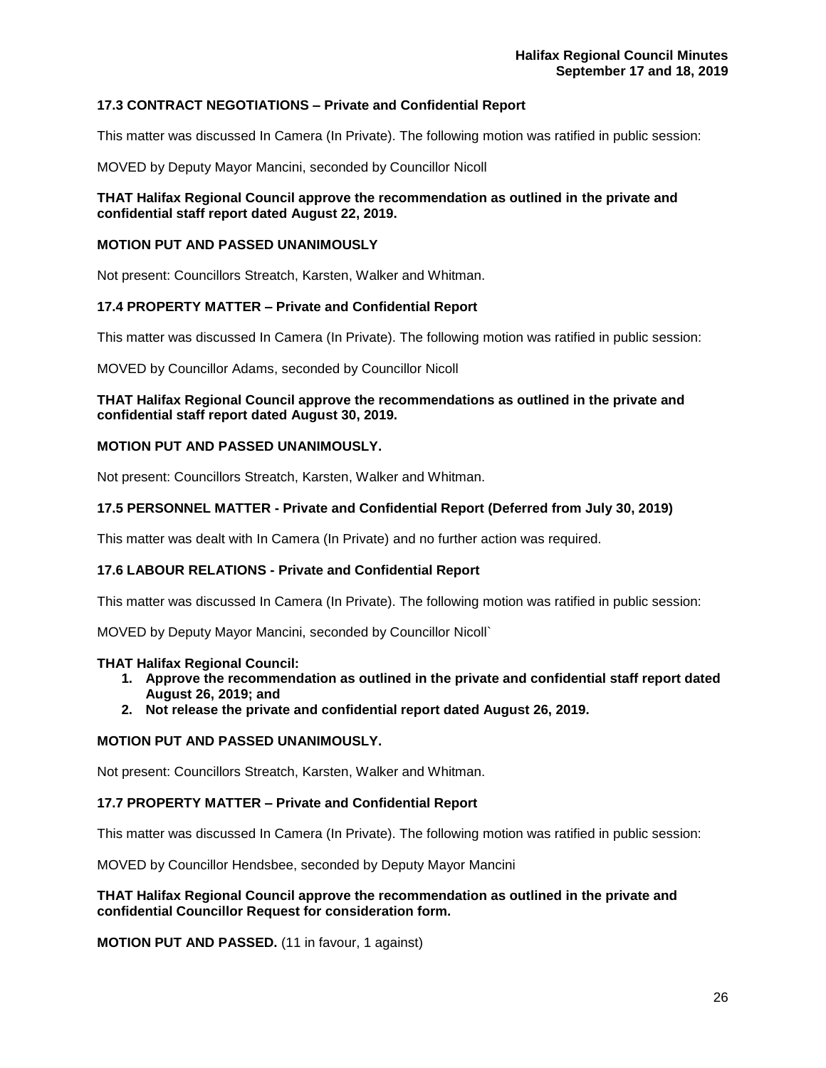### 17.3 CONTRACT NEGOTIATIONS – Private and Confidential Report

This matter was discussed In Camera (In Private). The following motion was ratified in public session:

MOVED by Deputy Mayor Mancini, seconded by Councillor Nicoll

**THAT Halifax Regional Council approve the recommendation as outlined in the private and confidential staff report dated August 22, 2019.**

**MOTION PUT AND PASSED UNANIMOUSLY**

Not present: Councillors Streatch, Karsten, Walker and Whitman.

### 17.4 PROPERTY MATTER – Private and Confidential Report

This matter was discussed In Camera (In Private). The following motion was ratified in public session:

MOVED by Councillor Adams, seconded by Councillor Nicoll

**THAT Halifax Regional Council approve the recommendations as outlined in the private and confidential staff report dated August 30, 2019.**

**MOTION PUT AND PASSED UNANIMOUSLY.**

Not present: Councillors Streatch, Karsten, Walker and Whitman.

### 17.5 PERSONNEL MATTER - Private and Confidential Report (Deferred from July 30, 2019)

This matter was dealt with In Camera (In Private) and no further action was required.

### 17.6 LABOUR RELATIONS - Private and Confidential Report

This matter was discussed In Camera (In Private). The following motion was ratified in public session:

MOVED by Deputy Mayor Mancini, seconded by Councillor Nicoll`

**THAT Halifax Regional Council:**

1. **Approve the recommendation as outlined in the private and confidential staff report dated August 26, 2019; and**
2. **Not release the private and confidential report dated August 26, 2019.**

**MOTION PUT AND PASSED UNANIMOUSLY.**

Not present: Councillors Streatch, Karsten, Walker and Whitman.

### 17.7 PROPERTY MATTER – Private and Confidential Report

This matter was discussed In Camera (In Private). The following motion was ratified in public session:

MOVED by Councillor Hendsbee, seconded by Deputy Mayor Mancini

**THAT Halifax Regional Council approve the recommendation as outlined in the private and confidential Councillor Request for consideration form.**

**MOTION PUT AND PASSED.** (11 in favour, 1 against)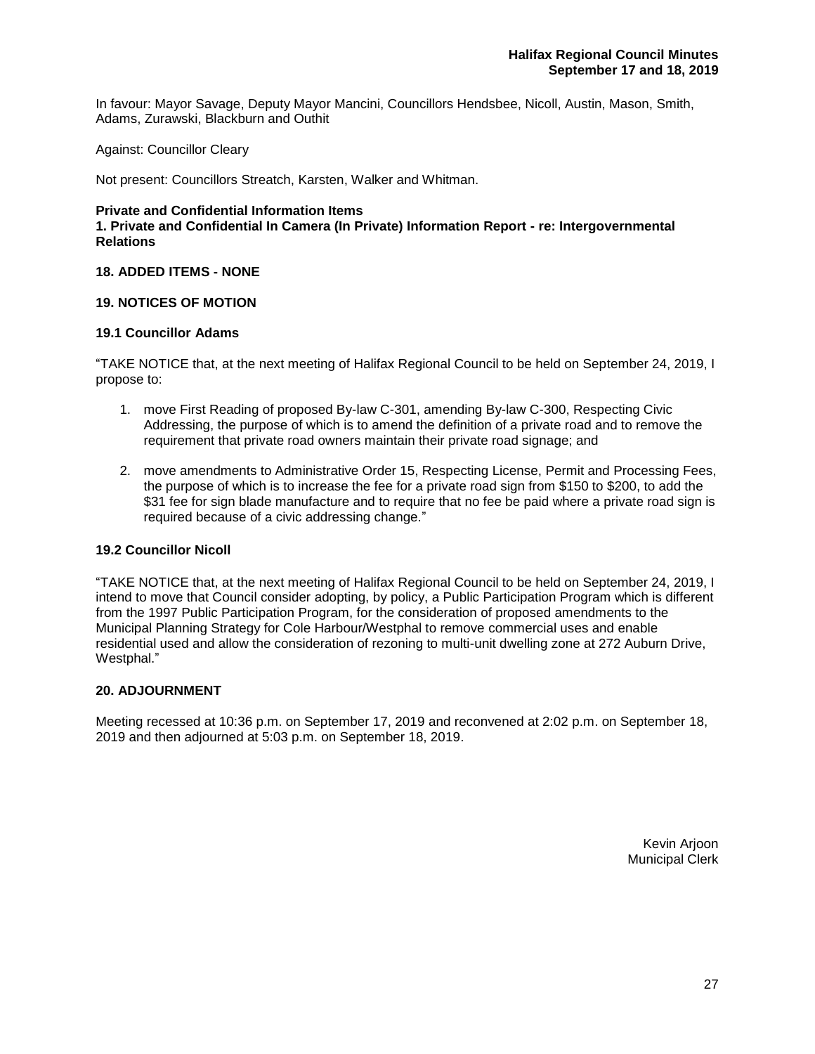In favour: Mayor Savage, Deputy Mayor Mancini, Councillors Hendsbee, Nicoll, Austin, Mason, Smith, Adams, Zurawski, Blackburn and Outhit

Against: Councillor Cleary

Not present: Councillors Streatch, Karsten, Walker and Whitman.

**Private and Confidential Information Items**
**1. Private and Confidential In Camera (In Private) Information Report - re: Intergovernmental Relations**

## 18. ADDED ITEMS - NONE

## 19. NOTICES OF MOTION

### 19.1 Councillor Adams

"TAKE NOTICE that, at the next meeting of Halifax Regional Council to be held on September 24, 2019, I propose to:

1. move First Reading of proposed By-law C-301, amending By-law C-300, Respecting Civic Addressing, the purpose of which is to amend the definition of a private road and to remove the requirement that private road owners maintain their private road signage; and

2. move amendments to Administrative Order 15, Respecting License, Permit and Processing Fees, the purpose of which is to increase the fee for a private road sign from $150 to $200, to add the $31 fee for sign blade manufacture and to require that no fee be paid where a private road sign is required because of a civic addressing change."

### 19.2 Councillor Nicoll

"TAKE NOTICE that, at the next meeting of Halifax Regional Council to be held on September 24, 2019, I intend to move that Council consider adopting, by policy, a Public Participation Program which is different from the 1997 Public Participation Program, for the consideration of proposed amendments to the Municipal Planning Strategy for Cole Harbour/Westphal to remove commercial uses and enable residential used and allow the consideration of rezoning to multi-unit dwelling zone at 272 Auburn Drive, Westphal."

## 20. ADJOURNMENT

Meeting recessed at 10:36 p.m. on September 17, 2019 and reconvened at 2:02 p.m. on September 18, 2019 and then adjourned at 5:03 p.m. on September 18, 2019.

Kevin Arjoon
Municipal Clerk